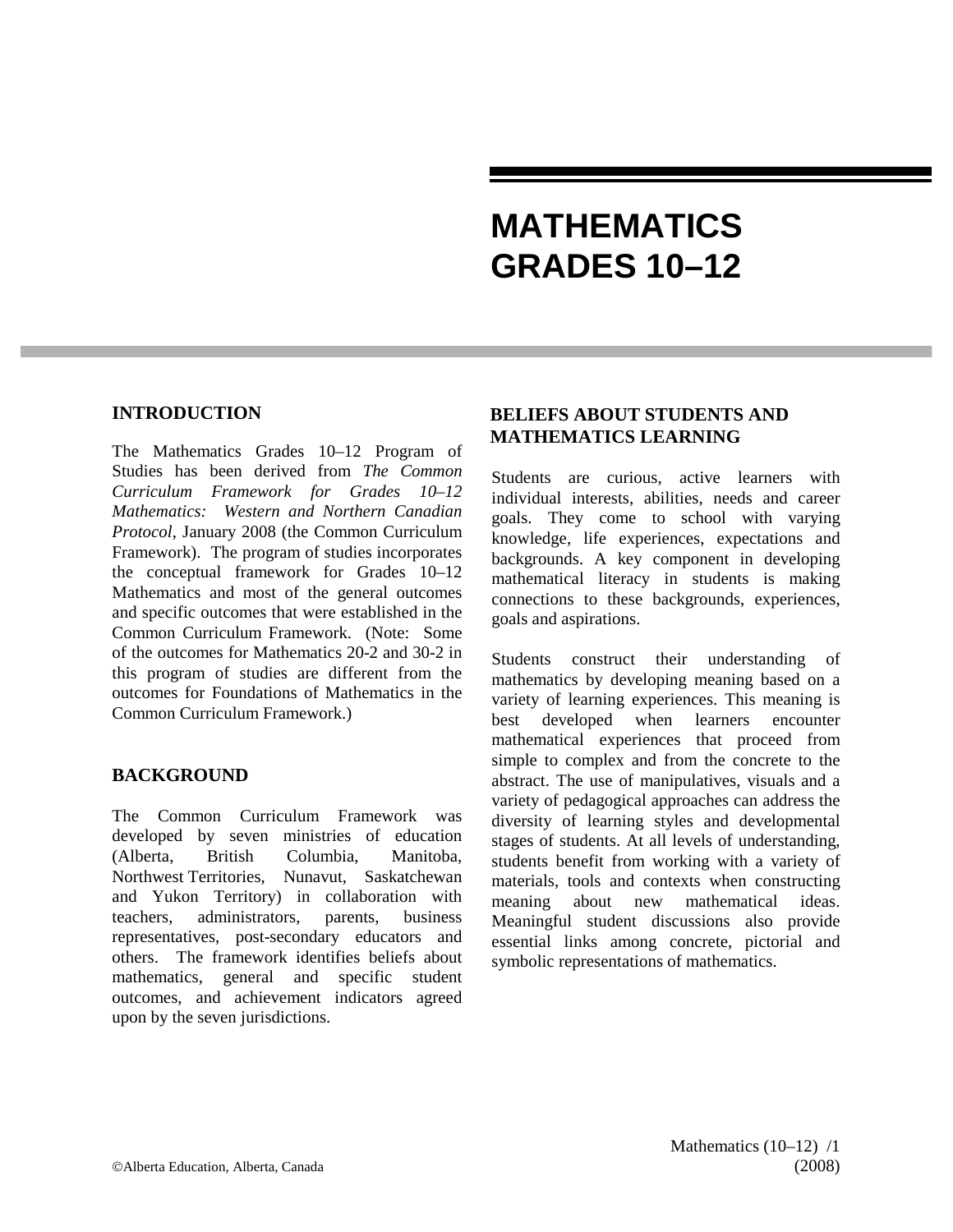# MATHEMATICS GRADES 10–12

## INTRODUCTION

The Mathematics Grades 10–12 Program of Studies has been derived from *The Common Curriculum Framework for Grades 10–12 Mathematics: Western and Northern Canadian Protocol*, January 2008 (the Common Curriculum Framework). The program of studies incorporates the conceptual framework for Grades 10–12 Mathematics and most of the general outcomes and specific outcomes that were established in the Common Curriculum Framework. (Note: Some of the outcomes for Mathematics 20-2 and 30-2 in this program of studies are different from the outcomes for Foundations of Mathematics in the Common Curriculum Framework.)

## BACKGROUND

The Common Curriculum Framework was developed by seven ministries of education (Alberta, British Columbia, Manitoba, Northwest Territories, Nunavut, Saskatchewan and Yukon Territory) in collaboration with teachers, administrators, parents, business representatives, post-secondary educators and others. The framework identifies beliefs about mathematics, general and specific student outcomes, and achievement indicators agreed upon by the seven jurisdictions.

## BELIEFS ABOUT STUDENTS AND MATHEMATICS LEARNING

Students are curious, active learners with individual interests, abilities, needs and career goals. They come to school with varying knowledge, life experiences, expectations and backgrounds. A key component in developing mathematical literacy in students is making connections to these backgrounds, experiences, goals and aspirations.

Students construct their understanding of mathematics by developing meaning based on a variety of learning experiences. This meaning is best developed when learners encounter mathematical experiences that proceed from simple to complex and from the concrete to the abstract. The use of manipulatives, visuals and a variety of pedagogical approaches can address the diversity of learning styles and developmental stages of students. At all levels of understanding, students benefit from working with a variety of materials, tools and contexts when constructing meaning about new mathematical ideas. Meaningful student discussions also provide essential links among concrete, pictorial and symbolic representations of mathematics.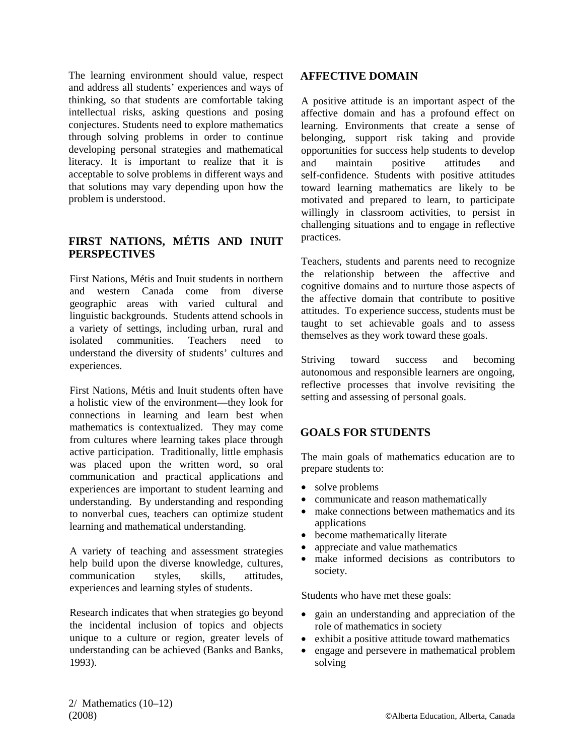The learning environment should value, respect and address all students' experiences and ways of thinking, so that students are comfortable taking intellectual risks, asking questions and posing conjectures. Students need to explore mathematics through solving problems in order to continue developing personal strategies and mathematical literacy. It is important to realize that it is acceptable to solve problems in different ways and that solutions may vary depending upon how the problem is understood.

## FIRST NATIONS, MÉTIS AND INUIT PERSPECTIVES

First Nations, Métis and Inuit students in northern and western Canada come from diverse geographic areas with varied cultural and linguistic backgrounds. Students attend schools in a variety of settings, including urban, rural and isolated communities. Teachers need to understand the diversity of students' cultures and experiences.

First Nations, Métis and Inuit students often have a holistic view of the environment—they look for connections in learning and learn best when mathematics is contextualized. They may come from cultures where learning takes place through active participation. Traditionally, little emphasis was placed upon the written word, so oral communication and practical applications and experiences are important to student learning and understanding. By understanding and responding to nonverbal cues, teachers can optimize student learning and mathematical understanding.

A variety of teaching and assessment strategies help build upon the diverse knowledge, cultures, communication styles, skills, attitudes, experiences and learning styles of students.

Research indicates that when strategies go beyond the incidental inclusion of topics and objects unique to a culture or region, greater levels of understanding can be achieved (Banks and Banks, 1993).

## AFFECTIVE DOMAIN

A positive attitude is an important aspect of the affective domain and has a profound effect on learning. Environments that create a sense of belonging, support risk taking and provide opportunities for success help students to develop and maintain positive attitudes and self-confidence. Students with positive attitudes toward learning mathematics are likely to be motivated and prepared to learn, to participate willingly in classroom activities, to persist in challenging situations and to engage in reflective practices.

Teachers, students and parents need to recognize the relationship between the affective and cognitive domains and to nurture those aspects of the affective domain that contribute to positive attitudes. To experience success, students must be taught to set achievable goals and to assess themselves as they work toward these goals.

Striving toward success and becoming autonomous and responsible learners are ongoing, reflective processes that involve revisiting the setting and assessing of personal goals.

## GOALS FOR STUDENTS

The main goals of mathematics education are to prepare students to:

- solve problems
- communicate and reason mathematically
- make connections between mathematics and its applications
- become mathematically literate
- appreciate and value mathematics
- make informed decisions as contributors to society.

Students who have met these goals:

- gain an understanding and appreciation of the role of mathematics in society
- exhibit a positive attitude toward mathematics
- engage and persevere in mathematical problem solving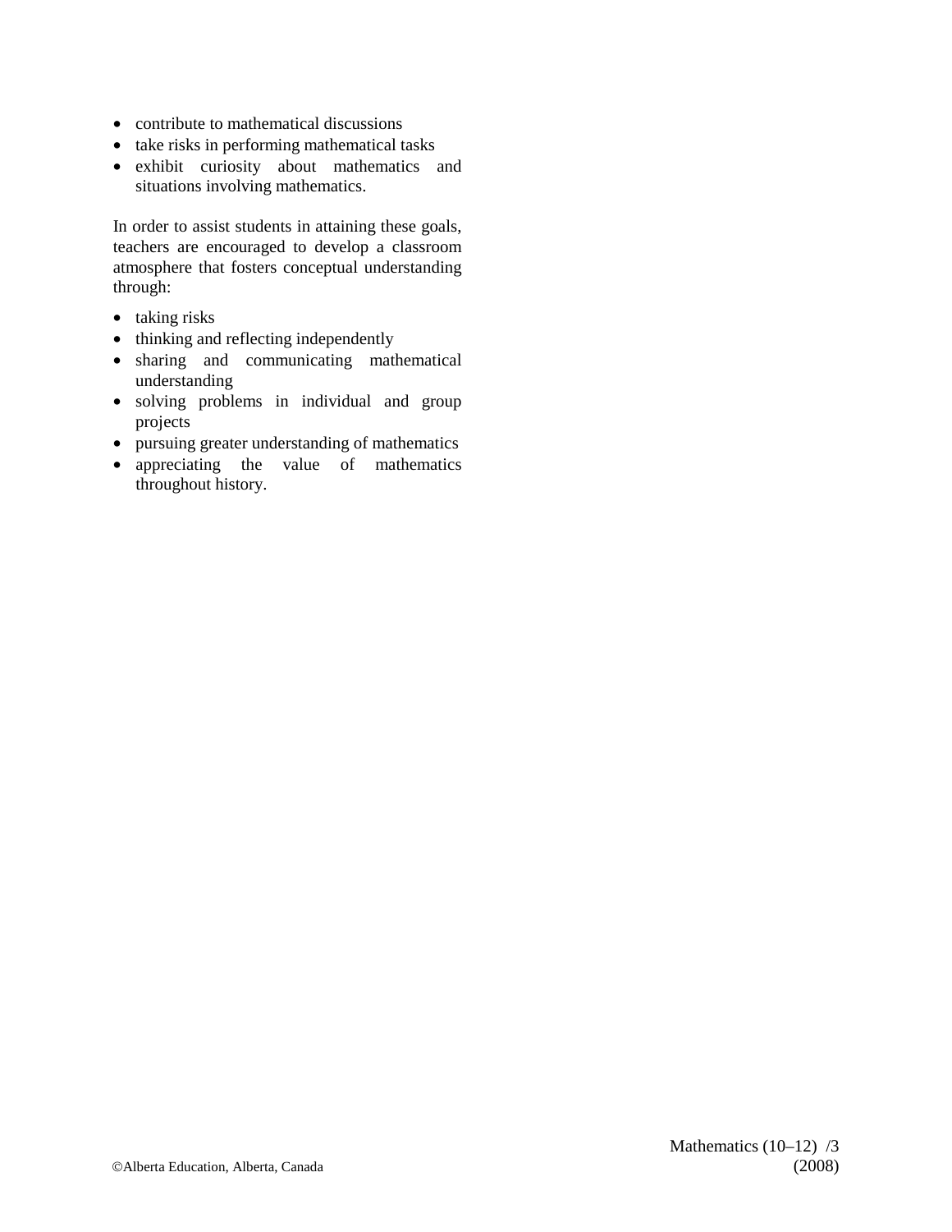- contribute to mathematical discussions
- take risks in performing mathematical tasks
- exhibit curiosity about mathematics and situations involving mathematics.

In order to assist students in attaining these goals, teachers are encouraged to develop a classroom atmosphere that fosters conceptual understanding through:

- taking risks
- thinking and reflecting independently
- sharing and communicating mathematical understanding
- solving problems in individual and group projects
- pursuing greater understanding of mathematics
- appreciating the value of mathematics throughout history.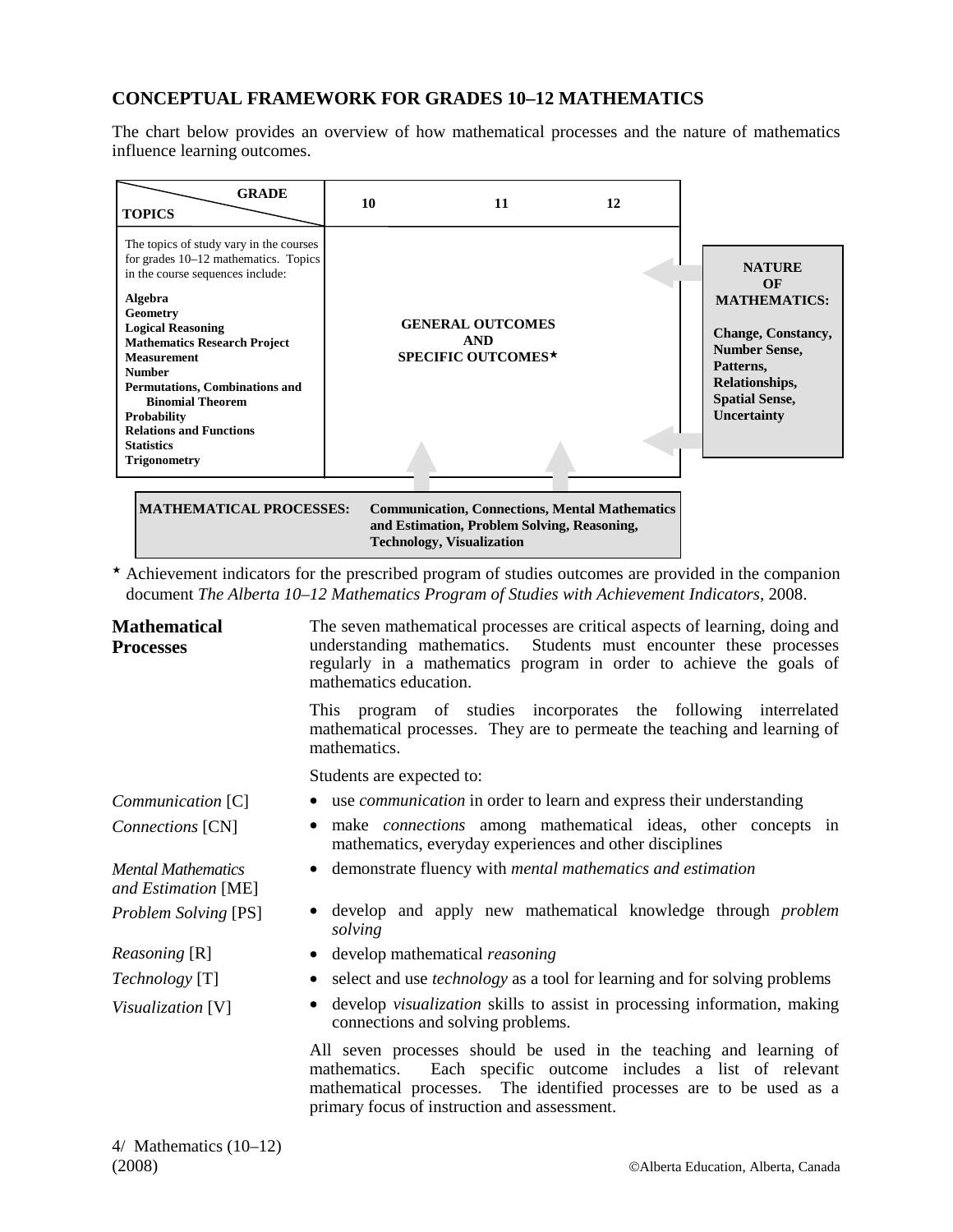## CONCEPTUAL FRAMEWORK FOR GRADES 10–12 MATHEMATICS

The chart below provides an overview of how mathematical processes and the nature of mathematics influence learning outcomes.

| GRADE / TOPICS | 10 | 11 | 12 |
|---|---|---|---|
| The topics of study vary in the courses for grades 10–12 mathematics. Topics in the course sequences include: **Algebra**, **Geometry**, **Logical Reasoning**, **Mathematics Research Project**, **Measurement**, **Number**, **Permutations, Combinations and Binomial Theorem**, **Probability**, **Relations and Functions**, **Statistics**, **Trigonometry** | | **GENERAL OUTCOMES AND SPECIFIC OUTCOMES*** | |

**NATURE OF MATHEMATICS:** **Change, Constancy, Number Sense, Patterns, Relationships, Spatial Sense, Uncertainty**

**MATHEMATICAL PROCESSES:** **Communication, Connections, Mental Mathematics and Estimation, Problem Solving, Reasoning, Technology, Visualization**

\* Achievement indicators for the prescribed program of studies outcomes are provided in the companion document *The Alberta 10–12 Mathematics Program of Studies with Achievement Indicators*, 2008.

### Mathematical Processes

The seven mathematical processes are critical aspects of learning, doing and understanding mathematics. Students must encounter these processes regularly in a mathematics program in order to achieve the goals of mathematics education.

This program of studies incorporates the following interrelated mathematical processes. They are to permeate the teaching and learning of mathematics.

Students are expected to:

- *Communication* [C] — use *communication* in order to learn and express their understanding
- *Connections* [CN] — make *connections* among mathematical ideas, other concepts in mathematics, everyday experiences and other disciplines
- *Mental Mathematics and Estimation* [ME] — demonstrate fluency with *mental mathematics and estimation*
- *Problem Solving* [PS] — develop and apply new mathematical knowledge through *problem solving*
- *Reasoning* [R] — develop mathematical *reasoning*
- *Technology* [T] — select and use *technology* as a tool for learning and for solving problems
- *Visualization* [V] — develop *visualization* skills to assist in processing information, making connections and solving problems.

All seven processes should be used in the teaching and learning of mathematics. Each specific outcome includes a list of relevant mathematical processes. The identified processes are to be used as a primary focus of instruction and assessment.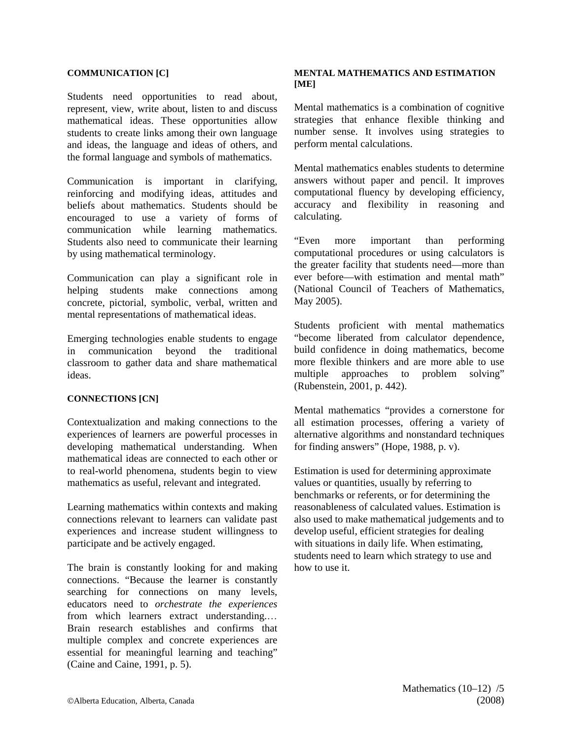### COMMUNICATION [C]

Students need opportunities to read about, represent, view, write about, listen to and discuss mathematical ideas. These opportunities allow students to create links among their own language and ideas, the language and ideas of others, and the formal language and symbols of mathematics.

Communication is important in clarifying, reinforcing and modifying ideas, attitudes and beliefs about mathematics. Students should be encouraged to use a variety of forms of communication while learning mathematics. Students also need to communicate their learning by using mathematical terminology.

Communication can play a significant role in helping students make connections among concrete, pictorial, symbolic, verbal, written and mental representations of mathematical ideas.

Emerging technologies enable students to engage in communication beyond the traditional classroom to gather data and share mathematical ideas.

### CONNECTIONS [CN]

Contextualization and making connections to the experiences of learners are powerful processes in developing mathematical understanding. When mathematical ideas are connected to each other or to real-world phenomena, students begin to view mathematics as useful, relevant and integrated.

Learning mathematics within contexts and making connections relevant to learners can validate past experiences and increase student willingness to participate and be actively engaged.

The brain is constantly looking for and making connections. "Because the learner is constantly searching for connections on many levels, educators need to *orchestrate the experiences* from which learners extract understanding.… Brain research establishes and confirms that multiple complex and concrete experiences are essential for meaningful learning and teaching" (Caine and Caine, 1991, p. 5).

### MENTAL MATHEMATICS AND ESTIMATION [ME]

Mental mathematics is a combination of cognitive strategies that enhance flexible thinking and number sense. It involves using strategies to perform mental calculations.

Mental mathematics enables students to determine answers without paper and pencil. It improves computational fluency by developing efficiency, accuracy and flexibility in reasoning and calculating.

"Even more important than performing computational procedures or using calculators is the greater facility that students need—more than ever before—with estimation and mental math" (National Council of Teachers of Mathematics, May 2005).

Students proficient with mental mathematics "become liberated from calculator dependence, build confidence in doing mathematics, become more flexible thinkers and are more able to use multiple approaches to problem solving" (Rubenstein, 2001, p. 442).

Mental mathematics "provides a cornerstone for all estimation processes, offering a variety of alternative algorithms and nonstandard techniques for finding answers" (Hope, 1988, p. v).

Estimation is used for determining approximate values or quantities, usually by referring to benchmarks or referents, or for determining the reasonableness of calculated values. Estimation is also used to make mathematical judgements and to develop useful, efficient strategies for dealing with situations in daily life. When estimating, students need to learn which strategy to use and how to use it.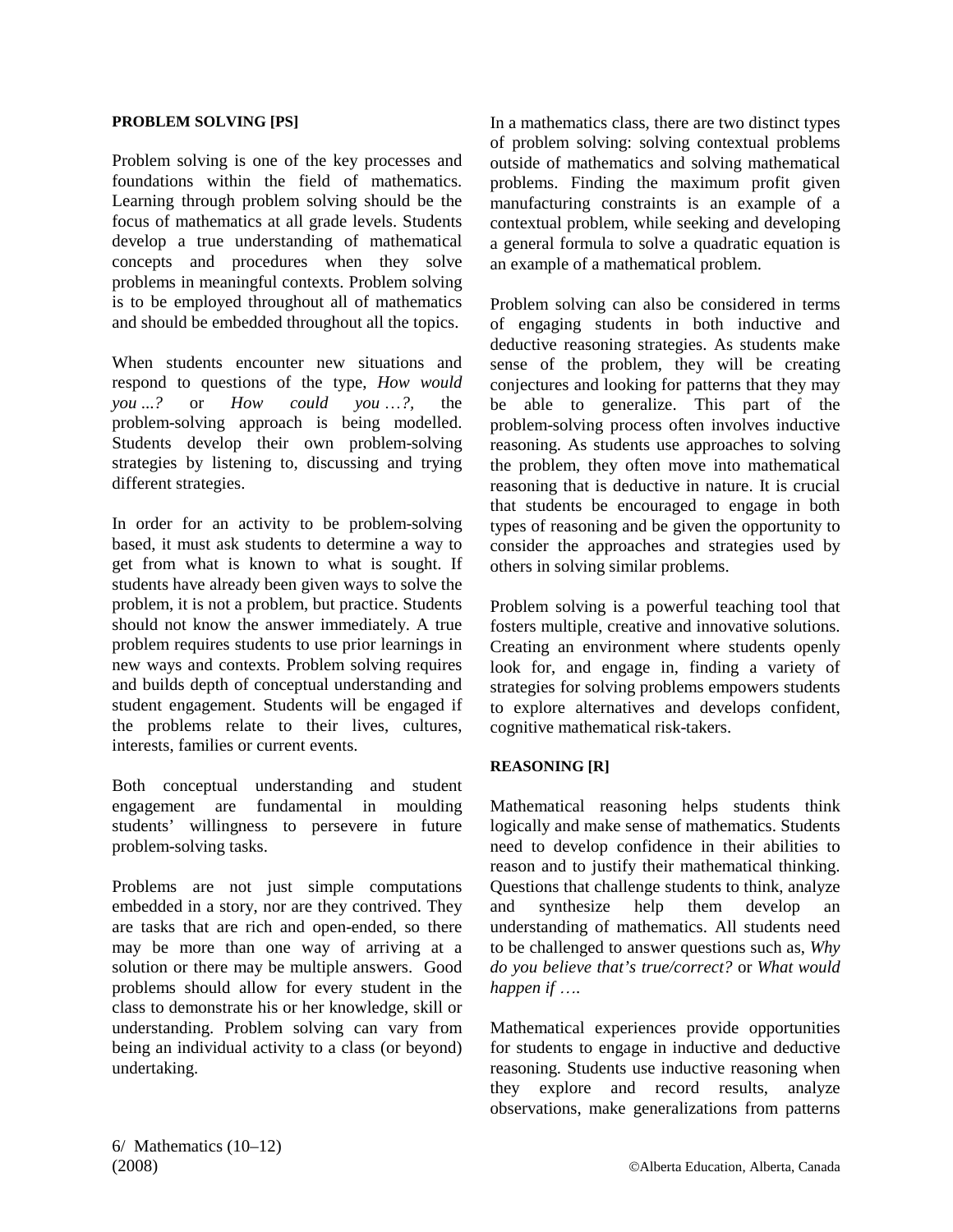**PROBLEM SOLVING [PS]**

Problem solving is one of the key processes and foundations within the field of mathematics. Learning through problem solving should be the focus of mathematics at all grade levels. Students develop a true understanding of mathematical concepts and procedures when they solve problems in meaningful contexts. Problem solving is to be employed throughout all of mathematics and should be embedded throughout all the topics.

When students encounter new situations and respond to questions of the type, *How would you ...?* or *How could you …?,* the problem-solving approach is being modelled. Students develop their own problem-solving strategies by listening to, discussing and trying different strategies.

In order for an activity to be problem-solving based, it must ask students to determine a way to get from what is known to what is sought. If students have already been given ways to solve the problem, it is not a problem, but practice. Students should not know the answer immediately. A true problem requires students to use prior learnings in new ways and contexts. Problem solving requires and builds depth of conceptual understanding and student engagement. Students will be engaged if the problems relate to their lives, cultures, interests, families or current events.

Both conceptual understanding and student engagement are fundamental in moulding students' willingness to persevere in future problem-solving tasks.

Problems are not just simple computations embedded in a story, nor are they contrived. They are tasks that are rich and open-ended, so there may be more than one way of arriving at a solution or there may be multiple answers. Good problems should allow for every student in the class to demonstrate his or her knowledge, skill or understanding. Problem solving can vary from being an individual activity to a class (or beyond) undertaking.

In a mathematics class, there are two distinct types of problem solving: solving contextual problems outside of mathematics and solving mathematical problems. Finding the maximum profit given manufacturing constraints is an example of a contextual problem, while seeking and developing a general formula to solve a quadratic equation is an example of a mathematical problem.

Problem solving can also be considered in terms of engaging students in both inductive and deductive reasoning strategies. As students make sense of the problem, they will be creating conjectures and looking for patterns that they may be able to generalize. This part of the problem-solving process often involves inductive reasoning. As students use approaches to solving the problem, they often move into mathematical reasoning that is deductive in nature. It is crucial that students be encouraged to engage in both types of reasoning and be given the opportunity to consider the approaches and strategies used by others in solving similar problems.

Problem solving is a powerful teaching tool that fosters multiple, creative and innovative solutions. Creating an environment where students openly look for, and engage in, finding a variety of strategies for solving problems empowers students to explore alternatives and develops confident, cognitive mathematical risk-takers.

**REASONING [R]**

Mathematical reasoning helps students think logically and make sense of mathematics. Students need to develop confidence in their abilities to reason and to justify their mathematical thinking. Questions that challenge students to think, analyze and synthesize help them develop an understanding of mathematics. All students need to be challenged to answer questions such as, *Why do you believe that's true/correct?* or *What would happen if ….*

Mathematical experiences provide opportunities for students to engage in inductive and deductive reasoning. Students use inductive reasoning when they explore and record results, analyze observations, make generalizations from patterns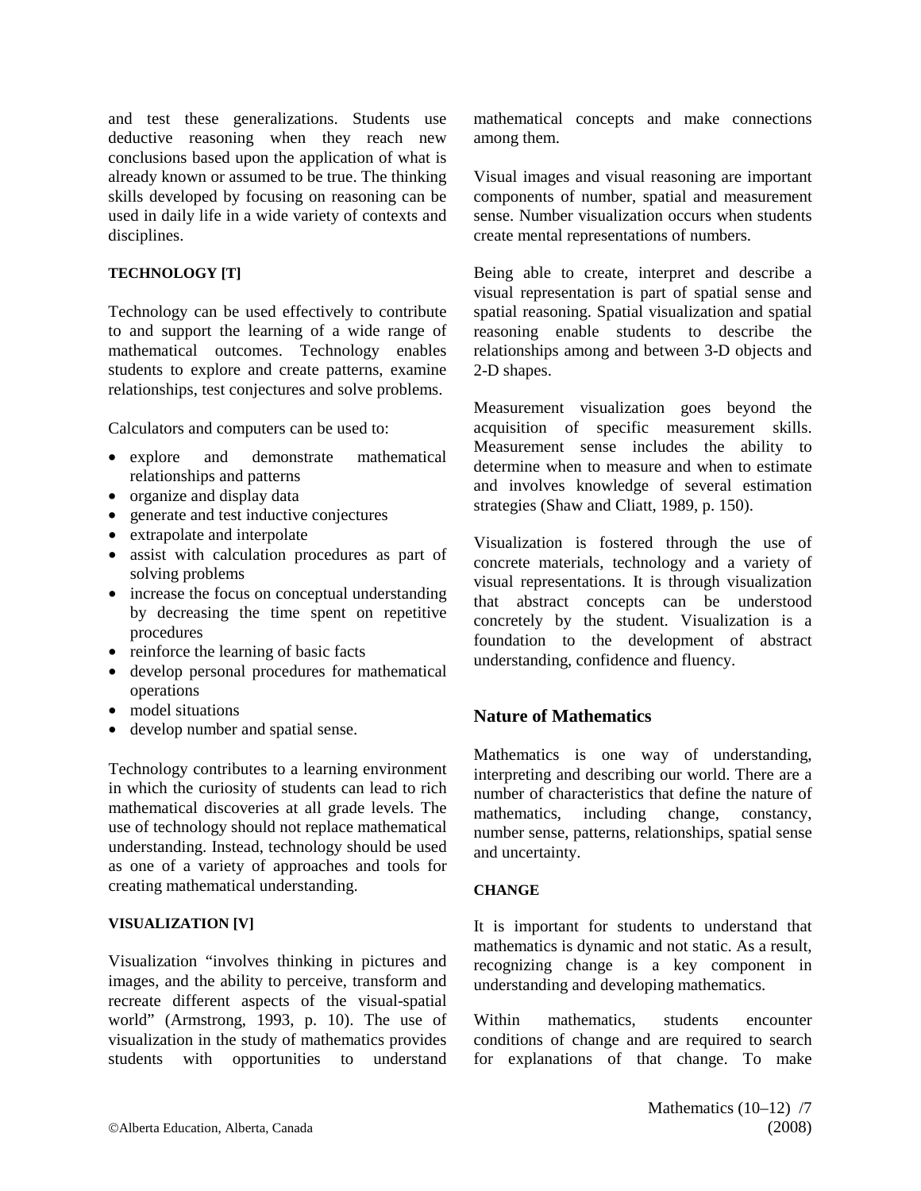and test these generalizations. Students use deductive reasoning when they reach new conclusions based upon the application of what is already known or assumed to be true. The thinking skills developed by focusing on reasoning can be used in daily life in a wide variety of contexts and disciplines.

**TECHNOLOGY [T]**

Technology can be used effectively to contribute to and support the learning of a wide range of mathematical outcomes. Technology enables students to explore and create patterns, examine relationships, test conjectures and solve problems.

Calculators and computers can be used to:

- explore and demonstrate mathematical relationships and patterns
- organize and display data
- generate and test inductive conjectures
- extrapolate and interpolate
- assist with calculation procedures as part of solving problems
- increase the focus on conceptual understanding by decreasing the time spent on repetitive procedures
- reinforce the learning of basic facts
- develop personal procedures for mathematical operations
- model situations
- develop number and spatial sense.

Technology contributes to a learning environment in which the curiosity of students can lead to rich mathematical discoveries at all grade levels. The use of technology should not replace mathematical understanding. Instead, technology should be used as one of a variety of approaches and tools for creating mathematical understanding.

**VISUALIZATION [V]**

Visualization "involves thinking in pictures and images, and the ability to perceive, transform and recreate different aspects of the visual-spatial world" (Armstrong, 1993, p. 10). The use of visualization in the study of mathematics provides students with opportunities to understand mathematical concepts and make connections among them.

Visual images and visual reasoning are important components of number, spatial and measurement sense. Number visualization occurs when students create mental representations of numbers.

Being able to create, interpret and describe a visual representation is part of spatial sense and spatial reasoning. Spatial visualization and spatial reasoning enable students to describe the relationships among and between 3-D objects and 2-D shapes.

Measurement visualization goes beyond the acquisition of specific measurement skills. Measurement sense includes the ability to determine when to measure and when to estimate and involves knowledge of several estimation strategies (Shaw and Cliatt, 1989, p. 150).

Visualization is fostered through the use of concrete materials, technology and a variety of visual representations. It is through visualization that abstract concepts can be understood concretely by the student. Visualization is a foundation to the development of abstract understanding, confidence and fluency.

## Nature of Mathematics

Mathematics is one way of understanding, interpreting and describing our world. There are a number of characteristics that define the nature of mathematics, including change, constancy, number sense, patterns, relationships, spatial sense and uncertainty.

**CHANGE**

It is important for students to understand that mathematics is dynamic and not static. As a result, recognizing change is a key component in understanding and developing mathematics.

Within mathematics, students encounter conditions of change and are required to search for explanations of that change. To make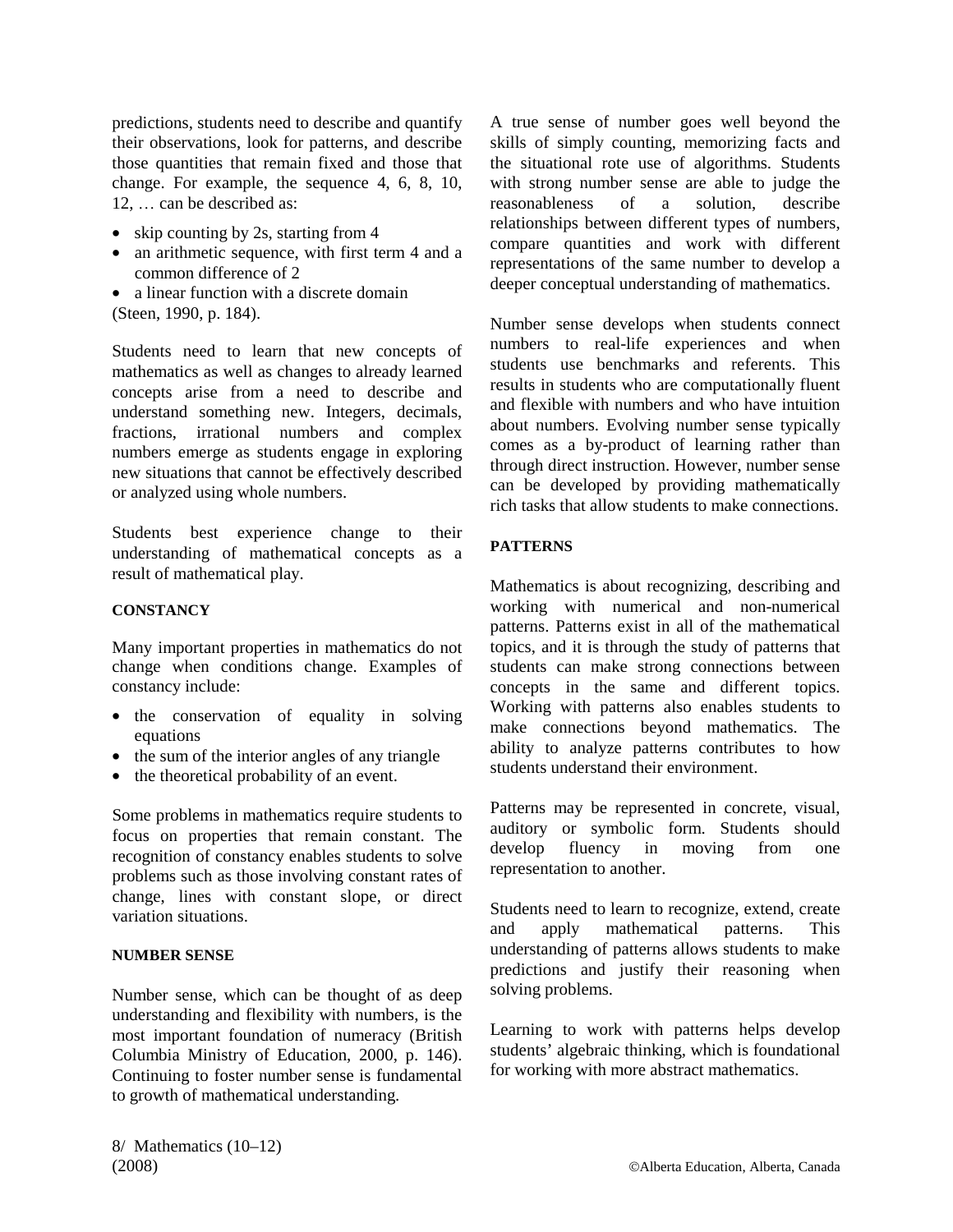predictions, students need to describe and quantify their observations, look for patterns, and describe those quantities that remain fixed and those that change. For example, the sequence 4, 6, 8, 10, 12, … can be described as:

- skip counting by 2s, starting from 4
- an arithmetic sequence, with first term 4 and a common difference of 2
- a linear function with a discrete domain

(Steen, 1990, p. 184).

Students need to learn that new concepts of mathematics as well as changes to already learned concepts arise from a need to describe and understand something new. Integers, decimals, fractions, irrational numbers and complex numbers emerge as students engage in exploring new situations that cannot be effectively described or analyzed using whole numbers.

Students best experience change to their understanding of mathematical concepts as a result of mathematical play.

**CONSTANCY**

Many important properties in mathematics do not change when conditions change. Examples of constancy include:

- the conservation of equality in solving equations
- the sum of the interior angles of any triangle
- the theoretical probability of an event.

Some problems in mathematics require students to focus on properties that remain constant. The recognition of constancy enables students to solve problems such as those involving constant rates of change, lines with constant slope, or direct variation situations.

**NUMBER SENSE**

Number sense, which can be thought of as deep understanding and flexibility with numbers, is the most important foundation of numeracy (British Columbia Ministry of Education, 2000, p. 146). Continuing to foster number sense is fundamental to growth of mathematical understanding.

A true sense of number goes well beyond the skills of simply counting, memorizing facts and the situational rote use of algorithms. Students with strong number sense are able to judge the reasonableness of a solution, describe relationships between different types of numbers, compare quantities and work with different representations of the same number to develop a deeper conceptual understanding of mathematics.

Number sense develops when students connect numbers to real-life experiences and when students use benchmarks and referents. This results in students who are computationally fluent and flexible with numbers and who have intuition about numbers. Evolving number sense typically comes as a by-product of learning rather than through direct instruction. However, number sense can be developed by providing mathematically rich tasks that allow students to make connections.

**PATTERNS**

Mathematics is about recognizing, describing and working with numerical and non-numerical patterns. Patterns exist in all of the mathematical topics, and it is through the study of patterns that students can make strong connections between concepts in the same and different topics. Working with patterns also enables students to make connections beyond mathematics. The ability to analyze patterns contributes to how students understand their environment.

Patterns may be represented in concrete, visual, auditory or symbolic form. Students should develop fluency in moving from one representation to another.

Students need to learn to recognize, extend, create and apply mathematical patterns. This understanding of patterns allows students to make predictions and justify their reasoning when solving problems.

Learning to work with patterns helps develop students' algebraic thinking, which is foundational for working with more abstract mathematics.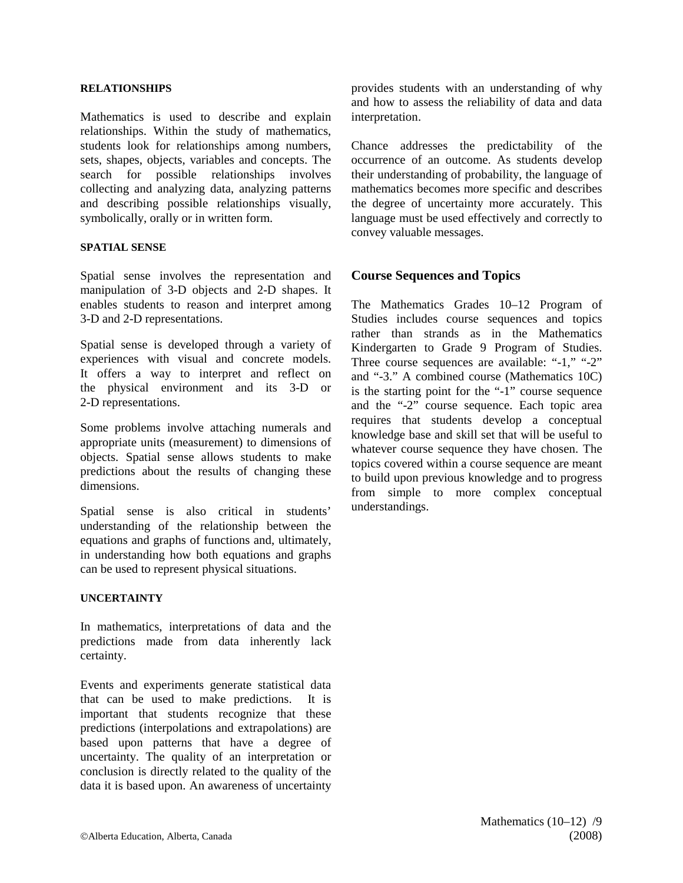#### RELATIONSHIPS

Mathematics is used to describe and explain relationships. Within the study of mathematics, students look for relationships among numbers, sets, shapes, objects, variables and concepts. The search for possible relationships involves collecting and analyzing data, analyzing patterns and describing possible relationships visually, symbolically, orally or in written form.

#### SPATIAL SENSE

Spatial sense involves the representation and manipulation of 3-D objects and 2-D shapes. It enables students to reason and interpret among 3-D and 2-D representations.

Spatial sense is developed through a variety of experiences with visual and concrete models. It offers a way to interpret and reflect on the physical environment and its 3-D or 2-D representations.

Some problems involve attaching numerals and appropriate units (measurement) to dimensions of objects. Spatial sense allows students to make predictions about the results of changing these dimensions.

Spatial sense is also critical in students' understanding of the relationship between the equations and graphs of functions and, ultimately, in understanding how both equations and graphs can be used to represent physical situations.

#### UNCERTAINTY

In mathematics, interpretations of data and the predictions made from data inherently lack certainty.

Events and experiments generate statistical data that can be used to make predictions. It is important that students recognize that these predictions (interpolations and extrapolations) are based upon patterns that have a degree of uncertainty. The quality of an interpretation or conclusion is directly related to the quality of the data it is based upon. An awareness of uncertainty provides students with an understanding of why and how to assess the reliability of data and data interpretation.

Chance addresses the predictability of the occurrence of an outcome. As students develop their understanding of probability, the language of mathematics becomes more specific and describes the degree of uncertainty more accurately. This language must be used effectively and correctly to convey valuable messages.

## Course Sequences and Topics

The Mathematics Grades 10–12 Program of Studies includes course sequences and topics rather than strands as in the Mathematics Kindergarten to Grade 9 Program of Studies. Three course sequences are available: "-1," "-2" and "-3." A combined course (Mathematics 10C) is the starting point for the "-1" course sequence and the "-2" course sequence. Each topic area requires that students develop a conceptual knowledge base and skill set that will be useful to whatever course sequence they have chosen. The topics covered within a course sequence are meant to build upon previous knowledge and to progress from simple to more complex conceptual understandings.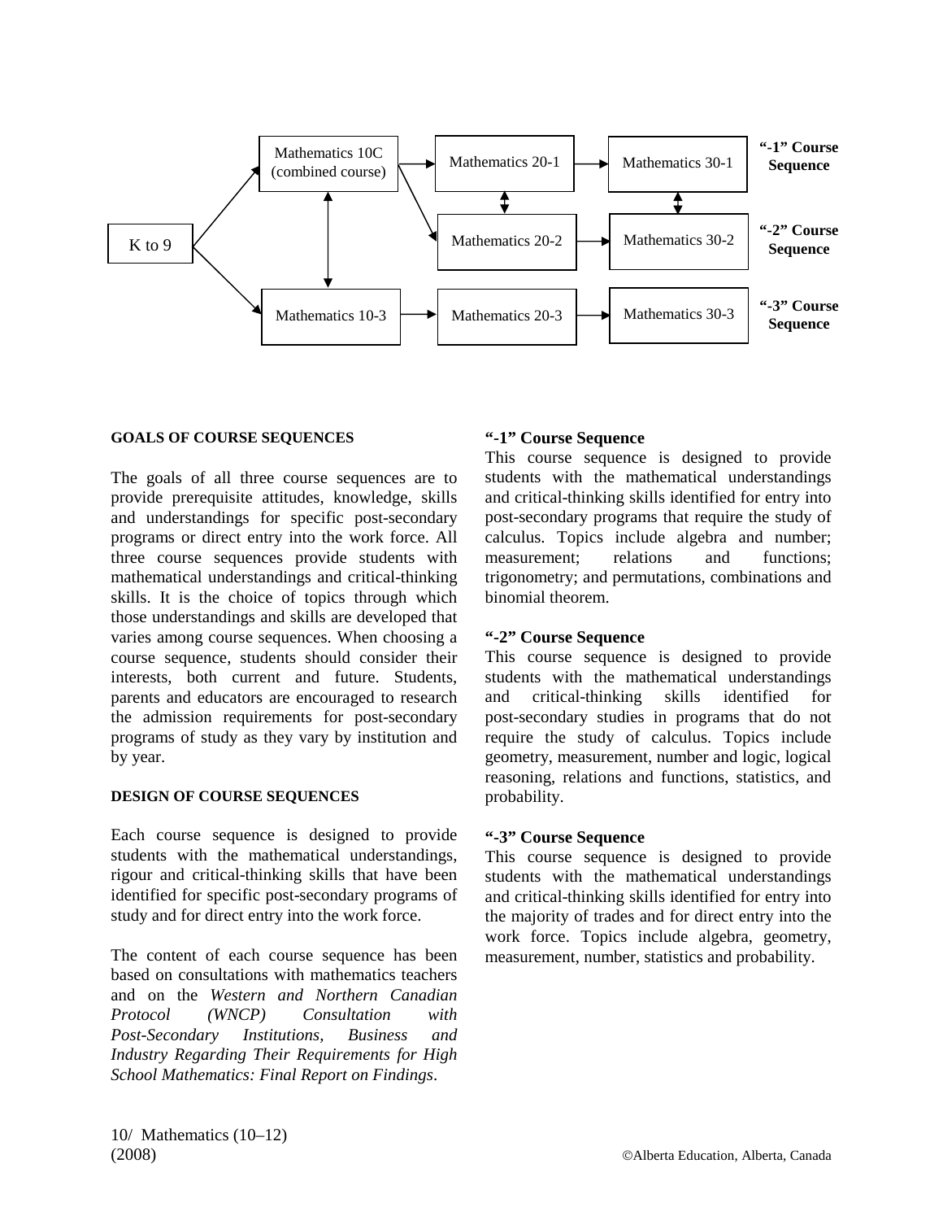| | | | | |
|---|---|---|---|---|
| K to 9 | Mathematics 10C (combined course) | Mathematics 20-1 | Mathematics 30-1 | **"-1" Course Sequence** |
| | | Mathematics 20-2 | Mathematics 30-2 | **"-2" Course Sequence** |
| | Mathematics 10-3 | Mathematics 20-3 | Mathematics 30-3 | **"-3" Course Sequence** |

#### GOALS OF COURSE SEQUENCES

The goals of all three course sequences are to provide prerequisite attitudes, knowledge, skills and understandings for specific post-secondary programs or direct entry into the work force. All three course sequences provide students with mathematical understandings and critical-thinking skills. It is the choice of topics through which those understandings and skills are developed that varies among course sequences. When choosing a course sequence, students should consider their interests, both current and future. Students, parents and educators are encouraged to research the admission requirements for post-secondary programs of study as they vary by institution and by year.

#### DESIGN OF COURSE SEQUENCES

Each course sequence is designed to provide students with the mathematical understandings, rigour and critical-thinking skills that have been identified for specific post-secondary programs of study and for direct entry into the work force.

The content of each course sequence has been based on consultations with mathematics teachers and on the *Western and Northern Canadian Protocol (WNCP) Consultation with Post-Secondary Institutions, Business and Industry Regarding Their Requirements for High School Mathematics: Final Report on Findings*.

**"-1" Course Sequence**

This course sequence is designed to provide students with the mathematical understandings and critical-thinking skills identified for entry into post-secondary programs that require the study of calculus. Topics include algebra and number; measurement; relations and functions; trigonometry; and permutations, combinations and binomial theorem.

**"-2" Course Sequence**

This course sequence is designed to provide students with the mathematical understandings and critical-thinking skills identified for post-secondary studies in programs that do not require the study of calculus. Topics include geometry, measurement, number and logic, logical reasoning, relations and functions, statistics, and probability.

**"-3" Course Sequence**

This course sequence is designed to provide students with the mathematical understandings and critical-thinking skills identified for entry into the majority of trades and for direct entry into the work force. Topics include algebra, geometry, measurement, number, statistics and probability.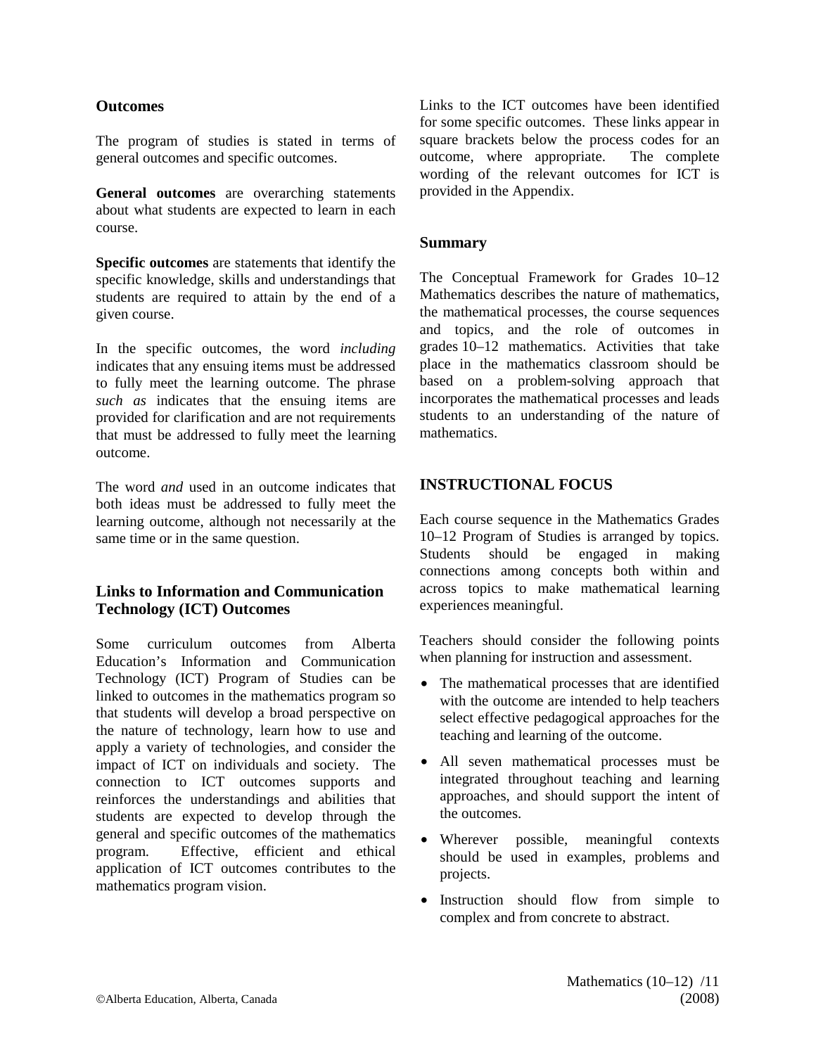### Outcomes

The program of studies is stated in terms of general outcomes and specific outcomes.

**General outcomes** are overarching statements about what students are expected to learn in each course.

**Specific outcomes** are statements that identify the specific knowledge, skills and understandings that students are required to attain by the end of a given course.

In the specific outcomes, the word *including* indicates that any ensuing items must be addressed to fully meet the learning outcome. The phrase *such as* indicates that the ensuing items are provided for clarification and are not requirements that must be addressed to fully meet the learning outcome.

The word *and* used in an outcome indicates that both ideas must be addressed to fully meet the learning outcome, although not necessarily at the same time or in the same question.

### Links to Information and Communication Technology (ICT) Outcomes

Some curriculum outcomes from Alberta Education's Information and Communication Technology (ICT) Program of Studies can be linked to outcomes in the mathematics program so that students will develop a broad perspective on the nature of technology, learn how to use and apply a variety of technologies, and consider the impact of ICT on individuals and society. The connection to ICT outcomes supports and reinforces the understandings and abilities that students are expected to develop through the general and specific outcomes of the mathematics program. Effective, efficient and ethical application of ICT outcomes contributes to the mathematics program vision.

Links to the ICT outcomes have been identified for some specific outcomes. These links appear in square brackets below the process codes for an outcome, where appropriate. The complete wording of the relevant outcomes for ICT is provided in the Appendix.

### Summary

The Conceptual Framework for Grades 10–12 Mathematics describes the nature of mathematics, the mathematical processes, the course sequences and topics, and the role of outcomes in grades 10–12 mathematics. Activities that take place in the mathematics classroom should be based on a problem-solving approach that incorporates the mathematical processes and leads students to an understanding of the nature of mathematics.

## INSTRUCTIONAL FOCUS

Each course sequence in the Mathematics Grades 10–12 Program of Studies is arranged by topics. Students should be engaged in making connections among concepts both within and across topics to make mathematical learning experiences meaningful.

Teachers should consider the following points when planning for instruction and assessment.

- The mathematical processes that are identified with the outcome are intended to help teachers select effective pedagogical approaches for the teaching and learning of the outcome.
- All seven mathematical processes must be integrated throughout teaching and learning approaches, and should support the intent of the outcomes.
- Wherever possible, meaningful contexts should be used in examples, problems and projects.
- Instruction should flow from simple to complex and from concrete to abstract.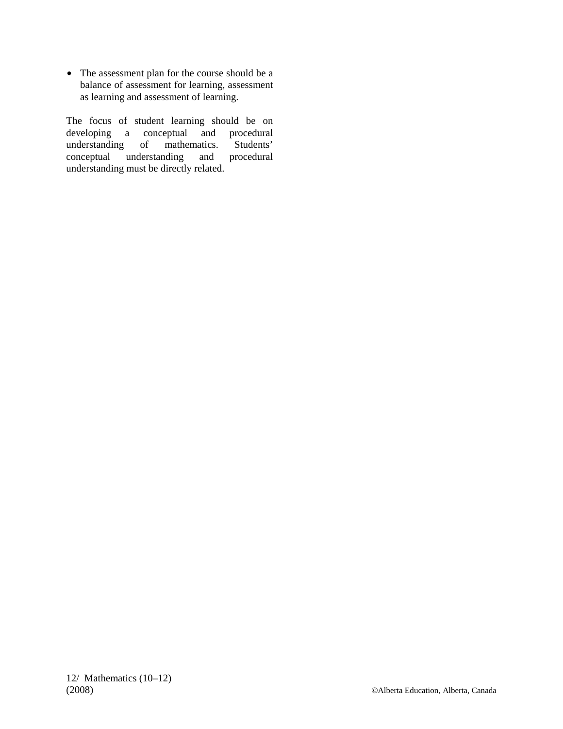- The assessment plan for the course should be a balance of assessment for learning, assessment as learning and assessment of learning.

The focus of student learning should be on developing a conceptual and procedural understanding of mathematics. Students' conceptual understanding and procedural understanding must be directly related.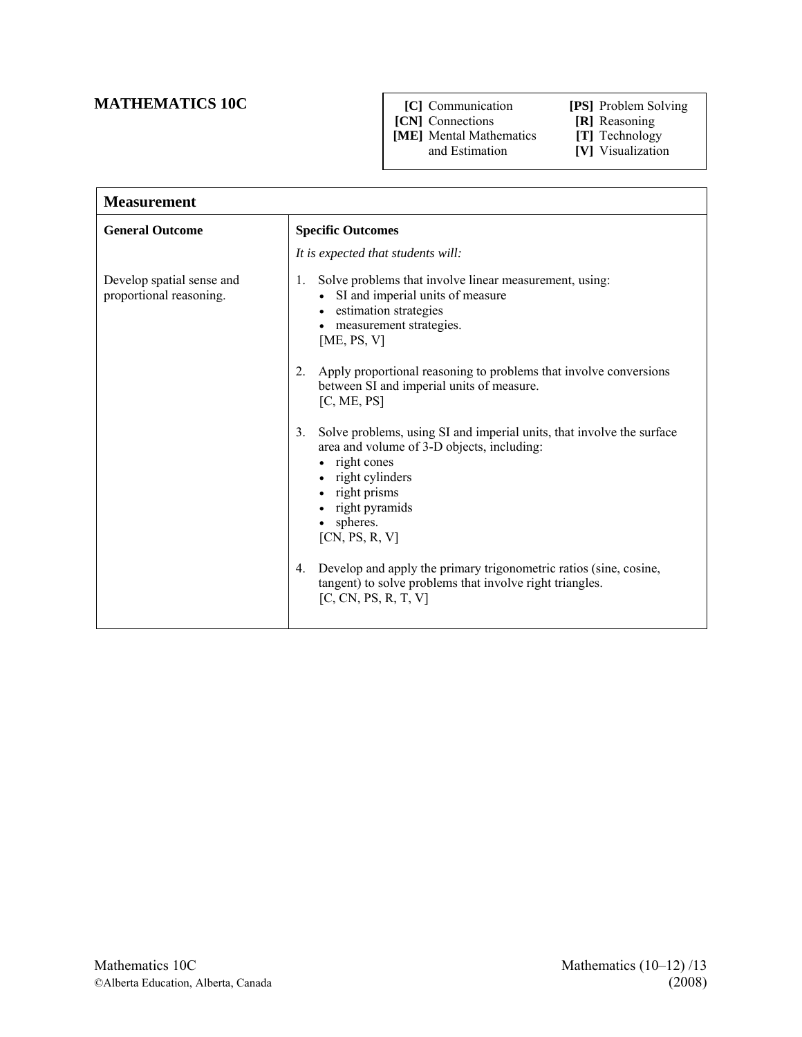# MATHEMATICS 10C

| | |
|---|---|
| **[C]** Communication | **[PS]** Problem Solving |
| **[CN]** Connections | **[R]** Reasoning |
| **[ME]** Mental Mathematics and Estimation | **[T]** Technology |
| | **[V]** Visualization |

## Measurement

| General Outcome | Specific Outcomes |
|---|---|
| | *It is expected that students will:* |
| Develop spatial sense and proportional reasoning. | 1. Solve problems that involve linear measurement, using: • SI and imperial units of measure • estimation strategies • measurement strategies. [ME, PS, V] |
| | 2. Apply proportional reasoning to problems that involve conversions between SI and imperial units of measure. [C, ME, PS] |
| | 3. Solve problems, using SI and imperial units, that involve the surface area and volume of 3-D objects, including: • right cones • right cylinders • right prisms • right pyramids • spheres. [CN, PS, R, V] |
| | 4. Develop and apply the primary trigonometric ratios (sine, cosine, tangent) to solve problems that involve right triangles. [C, CN, PS, R, T, V] |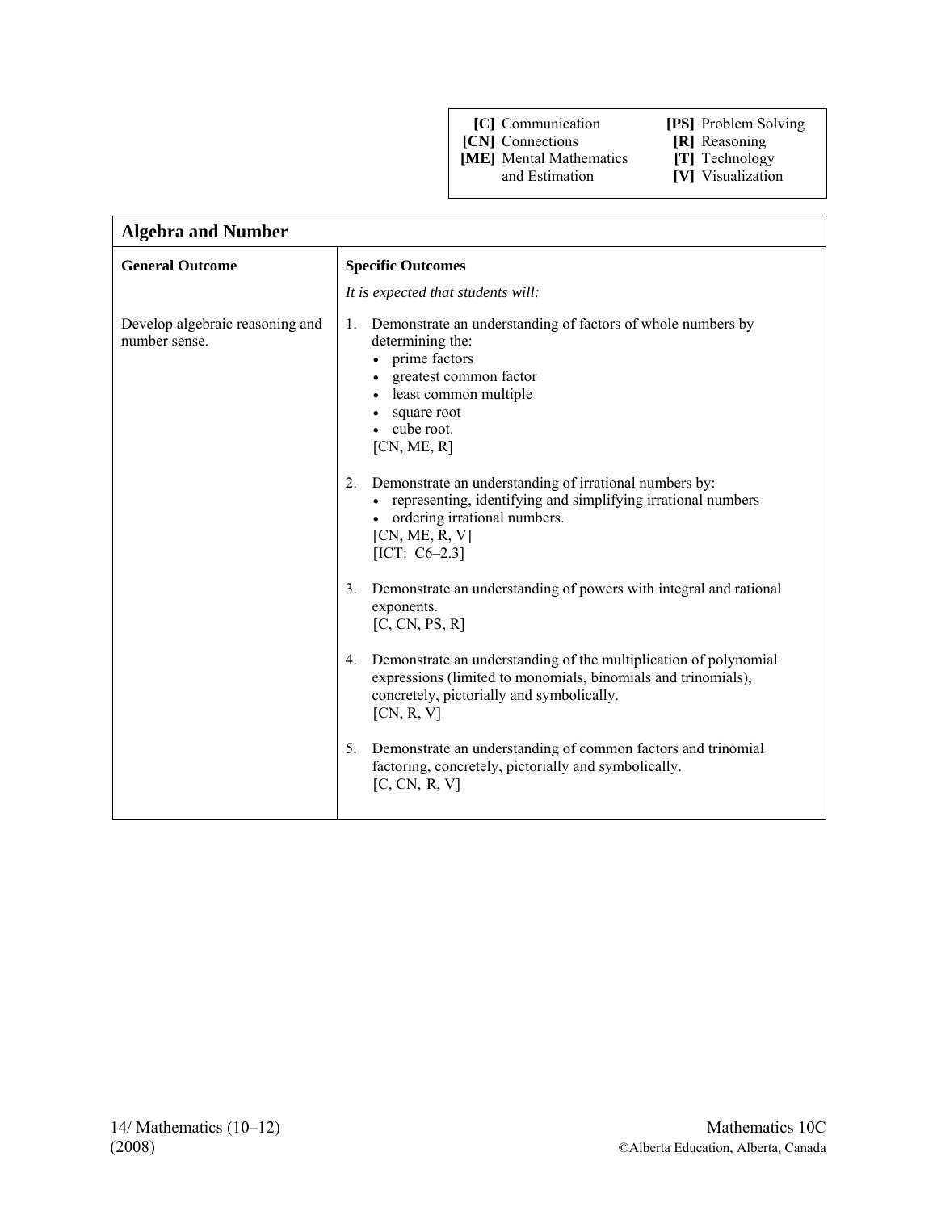| | |
|---|---|
| **[C]** Communication | **[PS]** Problem Solving |
| **[CN]** Connections | **[R]** Reasoning |
| **[ME]** Mental Mathematics and Estimation | **[T]** Technology |
| | **[V]** Visualization |

## Algebra and Number

| **General Outcome** | **Specific Outcomes** |
|---|---|
| Develop algebraic reasoning and number sense. | *It is expected that students will:*<br><br>1. Demonstrate an understanding of factors of whole numbers by determining the:<br>• prime factors<br>• greatest common factor<br>• least common multiple<br>• square root<br>• cube root.<br>[CN, ME, R]<br><br>2. Demonstrate an understanding of irrational numbers by:<br>• representing, identifying and simplifying irrational numbers<br>• ordering irrational numbers.<br>[CN, ME, R, V]<br>[ICT: C6–2.3]<br><br>3. Demonstrate an understanding of powers with integral and rational exponents.<br>[C, CN, PS, R]<br><br>4. Demonstrate an understanding of the multiplication of polynomial expressions (limited to monomials, binomials and trinomials), concretely, pictorially and symbolically.<br>[CN, R, V]<br><br>5. Demonstrate an understanding of common factors and trinomial factoring, concretely, pictorially and symbolically.<br>[C, CN, R, V] |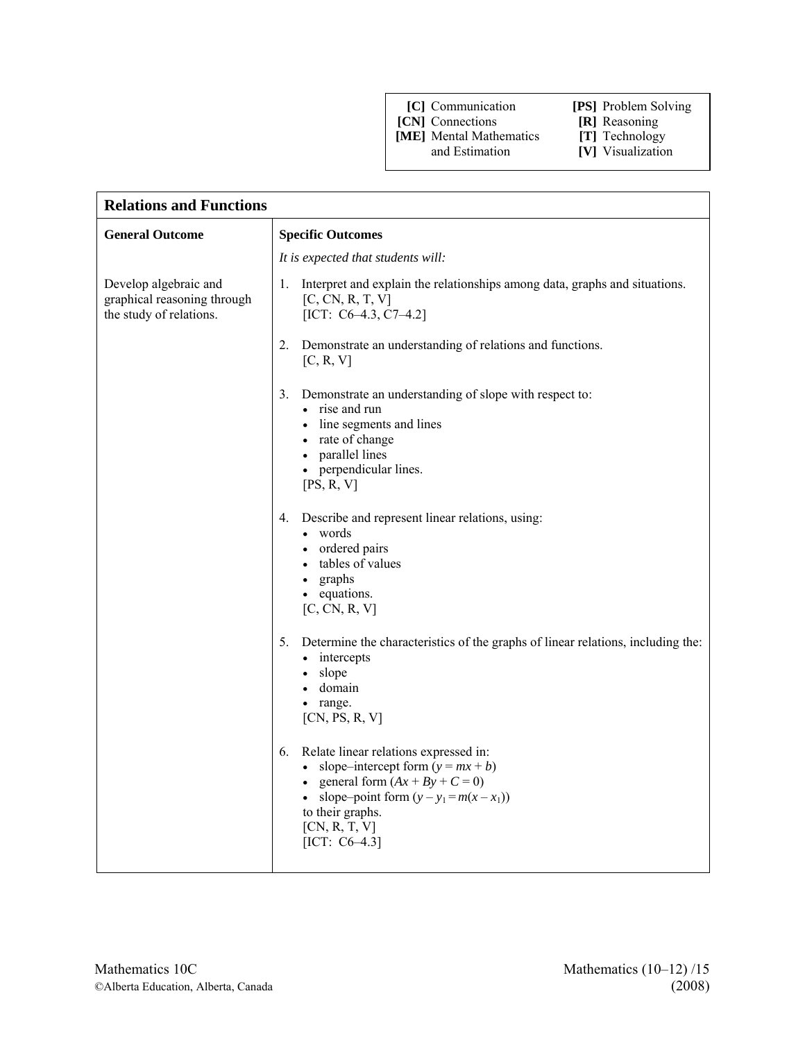| | |
|---|---|
| **[C]** Communication | **[PS]** Problem Solving |
| **[CN]** Connections | **[R]** Reasoning |
| **[ME]** Mental Mathematics and Estimation | **[T]** Technology |
| | **[V]** Visualization |

## Relations and Functions

| General Outcome | Specific Outcomes |
|---|---|
| | *It is expected that students will:* |
| Develop algebraic and graphical reasoning through the study of relations. | 1. Interpret and explain the relationships among data, graphs and situations. [C, CN, R, T, V] [ICT: C6–4.3, C7–4.2] |
| | 2. Demonstrate an understanding of relations and functions. [C, R, V] |
| | 3. Demonstrate an understanding of slope with respect to: <br>• rise and run <br>• line segments and lines <br>• rate of change <br>• parallel lines <br>• perpendicular lines. <br>[PS, R, V] |
| | 4. Describe and represent linear relations, using: <br>• words <br>• ordered pairs <br>• tables of values <br>• graphs <br>• equations. <br>[C, CN, R, V] |
| | 5. Determine the characteristics of the graphs of linear relations, including the: <br>• intercepts <br>• slope <br>• domain <br>• range. <br>[CN, PS, R, V] |
| | 6. Relate linear relations expressed in: <br>• slope–intercept form ($y = mx + b$) <br>• general form ($Ax + By + C = 0$) <br>• slope–point form ($y - y_1 = m(x - x_1)$) <br>to their graphs. <br>[CN, R, T, V] <br>[ICT: C6–4.3] |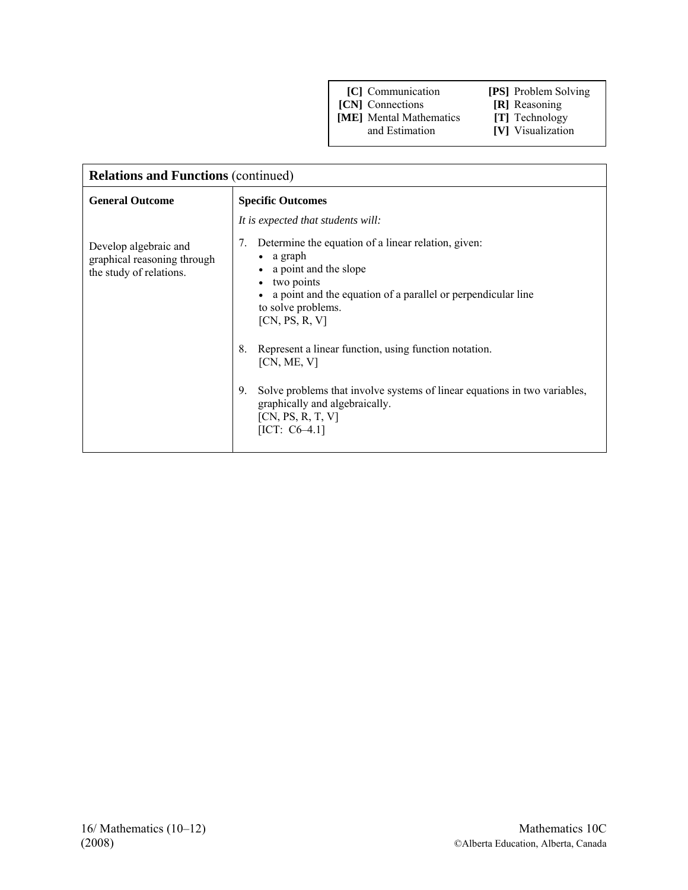| [C] Communication | [PS] Problem Solving |
|---|---|
| [CN] Connections | [R] Reasoning |
| [ME] Mental Mathematics and Estimation | [T] Technology |
| | [V] Visualization |

| **Relations and Functions** (continued) | |
|---|---|
| **General Outcome** | **Specific Outcomes** |
| | *It is expected that students will:* |
| Develop algebraic and graphical reasoning through the study of relations. | 7. Determine the equation of a linear relation, given: <br> • a graph <br> • a point and the slope <br> • two points <br> • a point and the equation of a parallel or perpendicular line <br> to solve problems. <br> [CN, PS, R, V] <br><br> 8. Represent a linear function, using function notation. <br> [CN, ME, V] <br><br> 9. Solve problems that involve systems of linear equations in two variables, graphically and algebraically. <br> [CN, PS, R, T, V] <br> [ICT: C6–4.1] |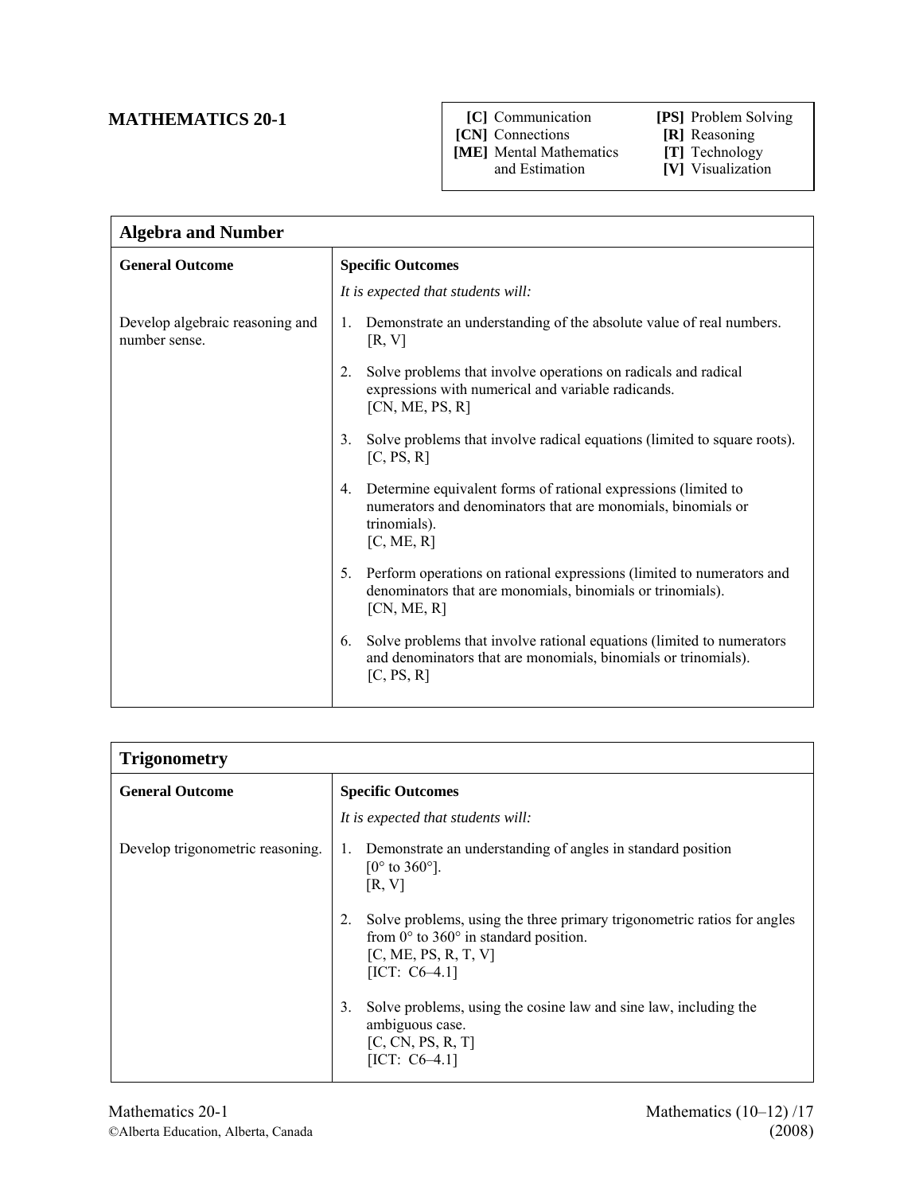# MATHEMATICS 20-1

| | |
|---|---|
| **[C]** Communication | **[PS]** Problem Solving |
| **[CN]** Connections | **[R]** Reasoning |
| **[ME]** Mental Mathematics and Estimation | **[T]** Technology |
| | **[V]** Visualization |

## Algebra and Number

| General Outcome | Specific Outcomes |
|---|---|
| | *It is expected that students will:* |
| Develop algebraic reasoning and number sense. | 1. Demonstrate an understanding of the absolute value of real numbers. [R, V] |
| | 2. Solve problems that involve operations on radicals and radical expressions with numerical and variable radicands. [CN, ME, PS, R] |
| | 3. Solve problems that involve radical equations (limited to square roots). [C, PS, R] |
| | 4. Determine equivalent forms of rational expressions (limited to numerators and denominators that are monomials, binomials or trinomials). [C, ME, R] |
| | 5. Perform operations on rational expressions (limited to numerators and denominators that are monomials, binomials or trinomials). [CN, ME, R] |
| | 6. Solve problems that involve rational equations (limited to numerators and denominators that are monomials, binomials or trinomials). [C, PS, R] |

## Trigonometry

| General Outcome | Specific Outcomes |
|---|---|
| | *It is expected that students will:* |
| Develop trigonometric reasoning. | 1. Demonstrate an understanding of angles in standard position [0° to 360°]. [R, V] |
| | 2. Solve problems, using the three primary trigonometric ratios for angles from 0° to 360° in standard position. [C, ME, PS, R, T, V] [ICT: C6–4.1] |
| | 3. Solve problems, using the cosine law and sine law, including the ambiguous case. [C, CN, PS, R, T] [ICT: C6–4.1] |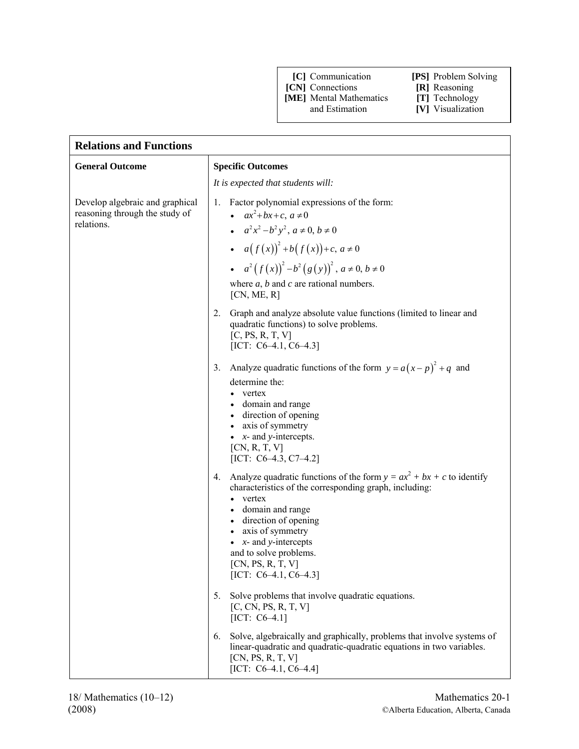| | |
|---|---|
| **[C]** Communication | **[PS]** Problem Solving |
| **[CN]** Connections | **[R]** Reasoning |
| **[ME]** Mental Mathematics and Estimation | **[T]** Technology |
| | **[V]** Visualization |

## Relations and Functions

| **General Outcome** | **Specific Outcomes** |
|---|---|
| | *It is expected that students will:* |
| Develop algebraic and graphical reasoning through the study of relations. | 1. Factor polynomial expressions of the form: <br>• $ax^2 + bx + c,\ a \neq 0$ <br>• $a^2x^2 - b^2y^2,\ a \neq 0,\ b \neq 0$ <br>• $a\left(f\left(x\right)\right)^2 + b\left(f\left(x\right)\right) + c,\ a \neq 0$ <br>• $a^2\left(f\left(x\right)\right)^2 - b^2\left(g\left(y\right)\right)^2,\ a \neq 0,\ b \neq 0$ <br>where *a*, *b* and *c* are rational numbers. <br>[CN, ME, R] |
| | 2. Graph and analyze absolute value functions (limited to linear and quadratic functions) to solve problems. <br>[C, PS, R, T, V] <br>[ICT: C6–4.1, C6–4.3] |
| | 3. Analyze quadratic functions of the form $y = a\left(x - p\right)^2 + q$ and determine the: <br>• vertex <br>• domain and range <br>• direction of opening <br>• axis of symmetry <br>• *x*- and *y*-intercepts. <br>[CN, R, T, V] <br>[ICT: C6–4.3, C7–4.2] |
| | 4. Analyze quadratic functions of the form $y = ax^2 + bx + c$ to identify characteristics of the corresponding graph, including: <br>• vertex <br>• domain and range <br>• direction of opening <br>• axis of symmetry <br>• *x*- and *y*-intercepts <br>and to solve problems. <br>[CN, PS, R, T, V] <br>[ICT: C6–4.1, C6–4.3] |
| | 5. Solve problems that involve quadratic equations. <br>[C, CN, PS, R, T, V] <br>[ICT: C6–4.1] |
| | 6. Solve, algebraically and graphically, problems that involve systems of linear-quadratic and quadratic-quadratic equations in two variables. <br>[CN, PS, R, T, V] <br>[ICT: C6–4.1, C6–4.4] |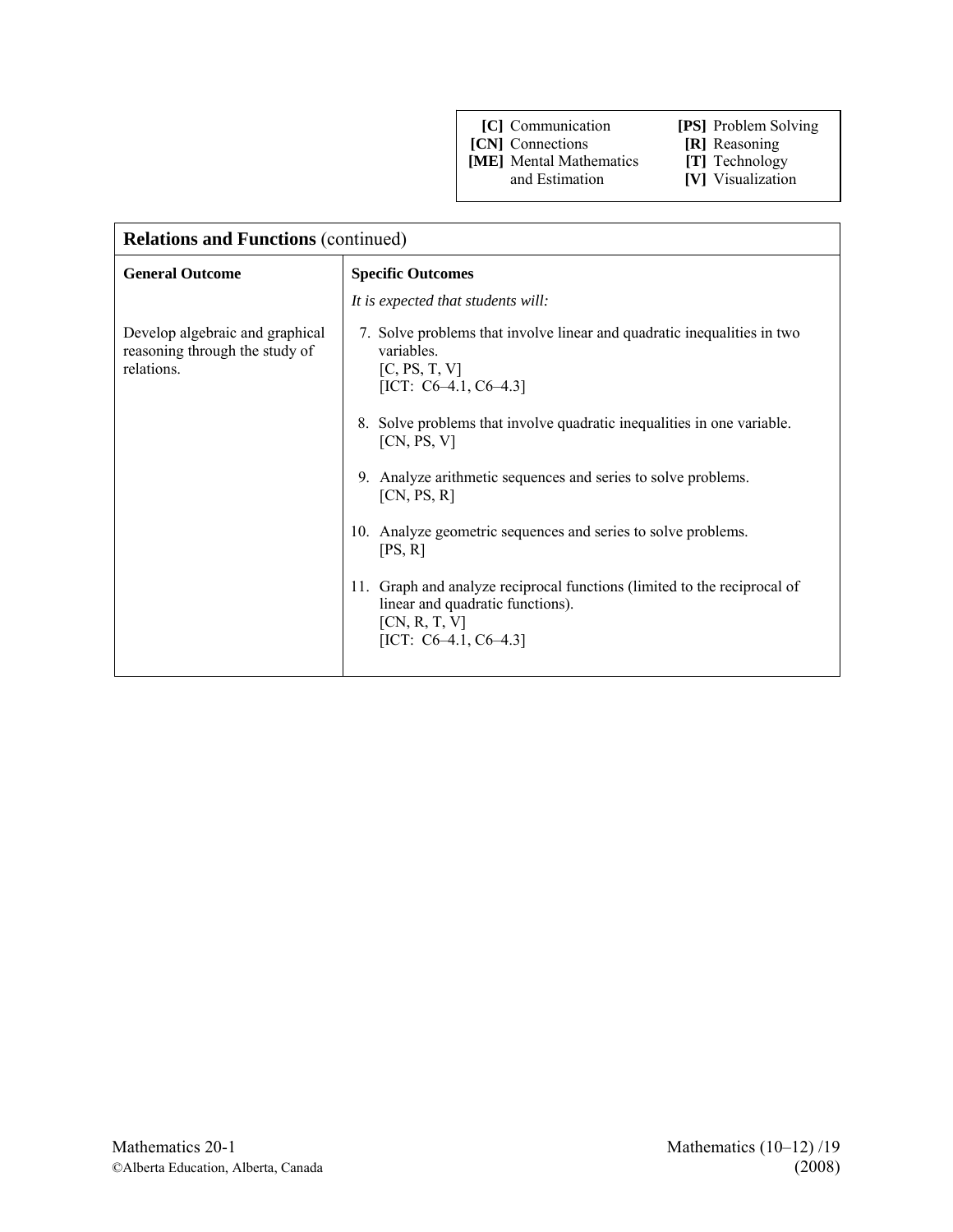| | |
|---|---|
| **[C]** Communication | **[PS]** Problem Solving |
| **[CN]** Connections | **[R]** Reasoning |
| **[ME]** Mental Mathematics and Estimation | **[T]** Technology |
| | **[V]** Visualization |

| **Relations and Functions** (continued) | |
|---|---|
| **General Outcome** | **Specific Outcomes**<br>*It is expected that students will:* |
| Develop algebraic and graphical reasoning through the study of relations. | 7. Solve problems that involve linear and quadratic inequalities in two variables.<br>[C, PS, T, V]<br>[ICT: C6–4.1, C6–4.3]<br><br>8. Solve problems that involve quadratic inequalities in one variable.<br>[CN, PS, V]<br><br>9. Analyze arithmetic sequences and series to solve problems.<br>[CN, PS, R]<br><br>10. Analyze geometric sequences and series to solve problems.<br>[PS, R]<br><br>11. Graph and analyze reciprocal functions (limited to the reciprocal of linear and quadratic functions).<br>[CN, R, T, V]<br>[ICT: C6–4.1, C6–4.3] |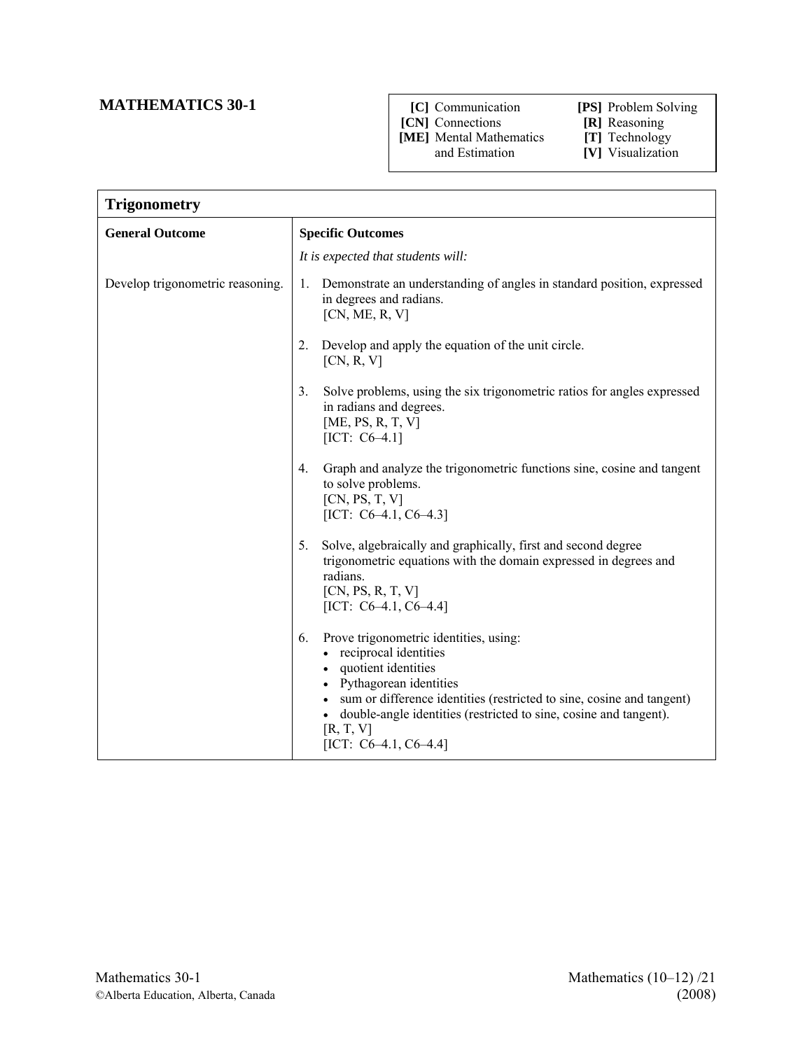# MATHEMATICS 30-1

| | |
|---|---|
| **[C]** Communication | **[PS]** Problem Solving |
| **[CN]** Connections | **[R]** Reasoning |
| **[ME]** Mental Mathematics and Estimation | **[T]** Technology |
| | **[V]** Visualization |

## Trigonometry

| General Outcome | Specific Outcomes |
|---|---|
| | *It is expected that students will:* |
| Develop trigonometric reasoning. | 1. Demonstrate an understanding of angles in standard position, expressed in degrees and radians. [CN, ME, R, V] |
| | 2. Develop and apply the equation of the unit circle. [CN, R, V] |
| | 3. Solve problems, using the six trigonometric ratios for angles expressed in radians and degrees. [ME, PS, R, T, V] [ICT: C6–4.1] |
| | 4. Graph and analyze the trigonometric functions sine, cosine and tangent to solve problems. [CN, PS, T, V] [ICT: C6–4.1, C6–4.3] |
| | 5. Solve, algebraically and graphically, first and second degree trigonometric equations with the domain expressed in degrees and radians. [CN, PS, R, T, V] [ICT: C6–4.1, C6–4.4] |
| | 6. Prove trigonometric identities, using: <br>• reciprocal identities <br>• quotient identities <br>• Pythagorean identities <br>• sum or difference identities (restricted to sine, cosine and tangent) <br>• double-angle identities (restricted to sine, cosine and tangent). <br>[R, T, V] [ICT: C6–4.1, C6–4.4] |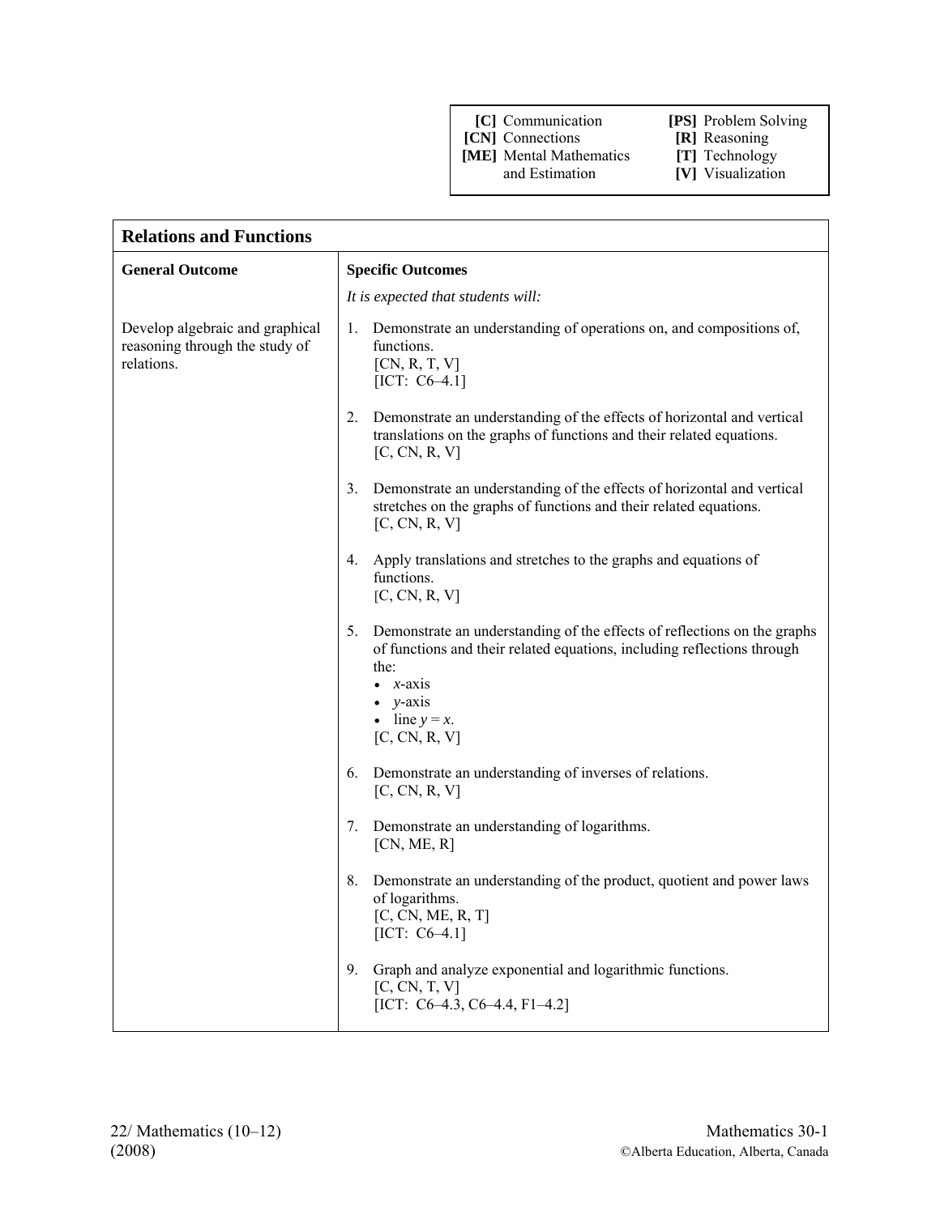| | |
|---|---|
| **[C]** Communication | **[PS]** Problem Solving |
| **[CN]** Connections | **[R]** Reasoning |
| **[ME]** Mental Mathematics and Estimation | **[T]** Technology |
| | **[V]** Visualization |

## Relations and Functions

| **General Outcome** | **Specific Outcomes** |
|---|---|
| | *It is expected that students will:* |
| Develop algebraic and graphical reasoning through the study of relations. | 1. Demonstrate an understanding of operations on, and compositions of, functions.<br>[CN, R, T, V]<br>[ICT: C6–4.1] |
| | 2. Demonstrate an understanding of the effects of horizontal and vertical translations on the graphs of functions and their related equations.<br>[C, CN, R, V] |
| | 3. Demonstrate an understanding of the effects of horizontal and vertical stretches on the graphs of functions and their related equations.<br>[C, CN, R, V] |
| | 4. Apply translations and stretches to the graphs and equations of functions.<br>[C, CN, R, V] |
| | 5. Demonstrate an understanding of the effects of reflections on the graphs of functions and their related equations, including reflections through the:<br>• *x*-axis<br>• *y*-axis<br>• line $y = x$.<br>[C, CN, R, V] |
| | 6. Demonstrate an understanding of inverses of relations.<br>[C, CN, R, V] |
| | 7. Demonstrate an understanding of logarithms.<br>[CN, ME, R] |
| | 8. Demonstrate an understanding of the product, quotient and power laws of logarithms.<br>[C, CN, ME, R, T]<br>[ICT: C6–4.1] |
| | 9. Graph and analyze exponential and logarithmic functions.<br>[C, CN, T, V]<br>[ICT: C6–4.3, C6–4.4, F1–4.2] |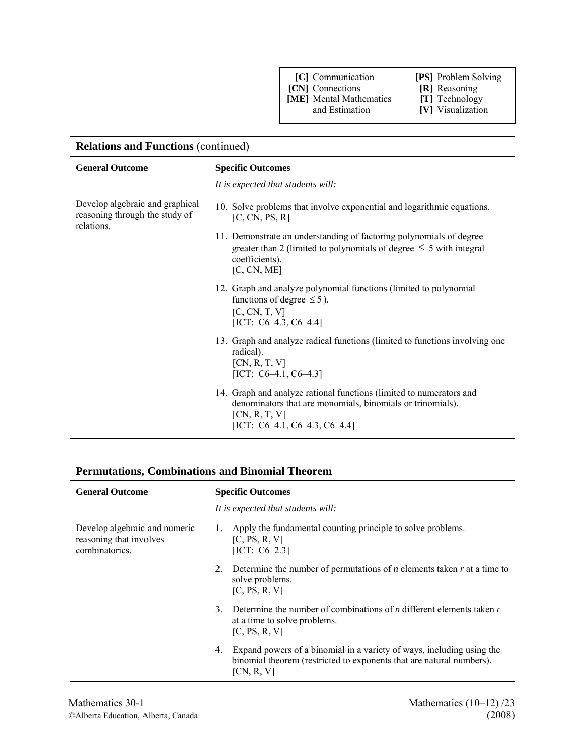| | |
|---|---|
| **[C]** Communication | **[PS]** Problem Solving |
| **[CN]** Connections | **[R]** Reasoning |
| **[ME]** Mental Mathematics and Estimation | **[T]** Technology |
| | **[V]** Visualization |

| **Relations and Functions** (continued) | |
|---|---|
| **General Outcome** | **Specific Outcomes**<br>*It is expected that students will:* |
| Develop algebraic and graphical reasoning through the study of relations. | 10. Solve problems that involve exponential and logarithmic equations. [C, CN, PS, R]<br><br>11. Demonstrate an understanding of factoring polynomials of degree greater than 2 (limited to polynomials of degree $\leq$ 5 with integral coefficients). [C, CN, ME]<br><br>12. Graph and analyze polynomial functions (limited to polynomial functions of degree $\leq 5$ ). [C, CN, T, V] [ICT: C6–4.3, C6–4.4]<br><br>13. Graph and analyze radical functions (limited to functions involving one radical). [CN, R, T, V] [ICT: C6–4.1, C6–4.3]<br><br>14. Graph and analyze rational functions (limited to numerators and denominators that are monomials, binomials or trinomials). [CN, R, T, V] [ICT: C6–4.1, C6–4.3, C6–4.4] |

| **Permutations, Combinations and Binomial Theorem** | |
|---|---|
| **General Outcome** | **Specific Outcomes**<br>*It is expected that students will:* |
| Develop algebraic and numeric reasoning that involves combinatorics. | 1. Apply the fundamental counting principle to solve problems. [C, PS, R, V] [ICT: C6–2.3]<br><br>2. Determine the number of permutations of *n* elements taken *r* at a time to solve problems. [C, PS, R, V]<br><br>3. Determine the number of combinations of *n* different elements taken *r* at a time to solve problems. [C, PS, R, V]<br><br>4. Expand powers of a binomial in a variety of ways, including using the binomial theorem (restricted to exponents that are natural numbers). [CN, R, V] |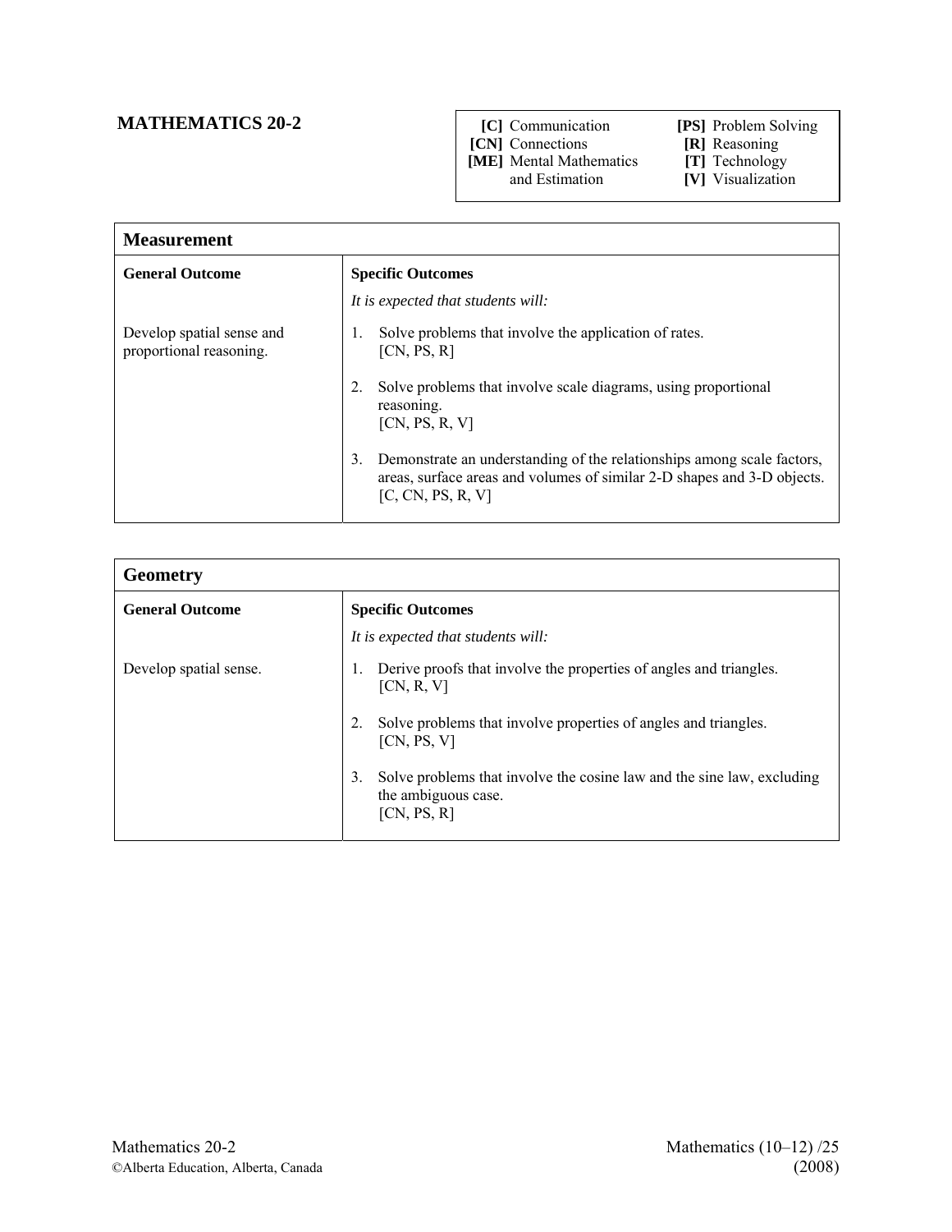## MATHEMATICS 20-2

| | |
|---|---|
| **[C]** Communication | **[PS]** Problem Solving |
| **[CN]** Connections | **[R]** Reasoning |
| **[ME]** Mental Mathematics and Estimation | **[T]** Technology |
| | **[V]** Visualization |

| **Measurement** | |
|---|---|
| **General Outcome** | **Specific Outcomes**<br>*It is expected that students will:* |
| Develop spatial sense and proportional reasoning. | 1. Solve problems that involve the application of rates. [CN, PS, R]<br><br>2. Solve problems that involve scale diagrams, using proportional reasoning. [CN, PS, R, V]<br><br>3. Demonstrate an understanding of the relationships among scale factors, areas, surface areas and volumes of similar 2-D shapes and 3-D objects. [C, CN, PS, R, V] |

| **Geometry** | |
|---|---|
| **General Outcome** | **Specific Outcomes**<br>*It is expected that students will:* |
| Develop spatial sense. | 1. Derive proofs that involve the properties of angles and triangles. [CN, R, V]<br><br>2. Solve problems that involve properties of angles and triangles. [CN, PS, V]<br><br>3. Solve problems that involve the cosine law and the sine law, excluding the ambiguous case. [CN, PS, R] |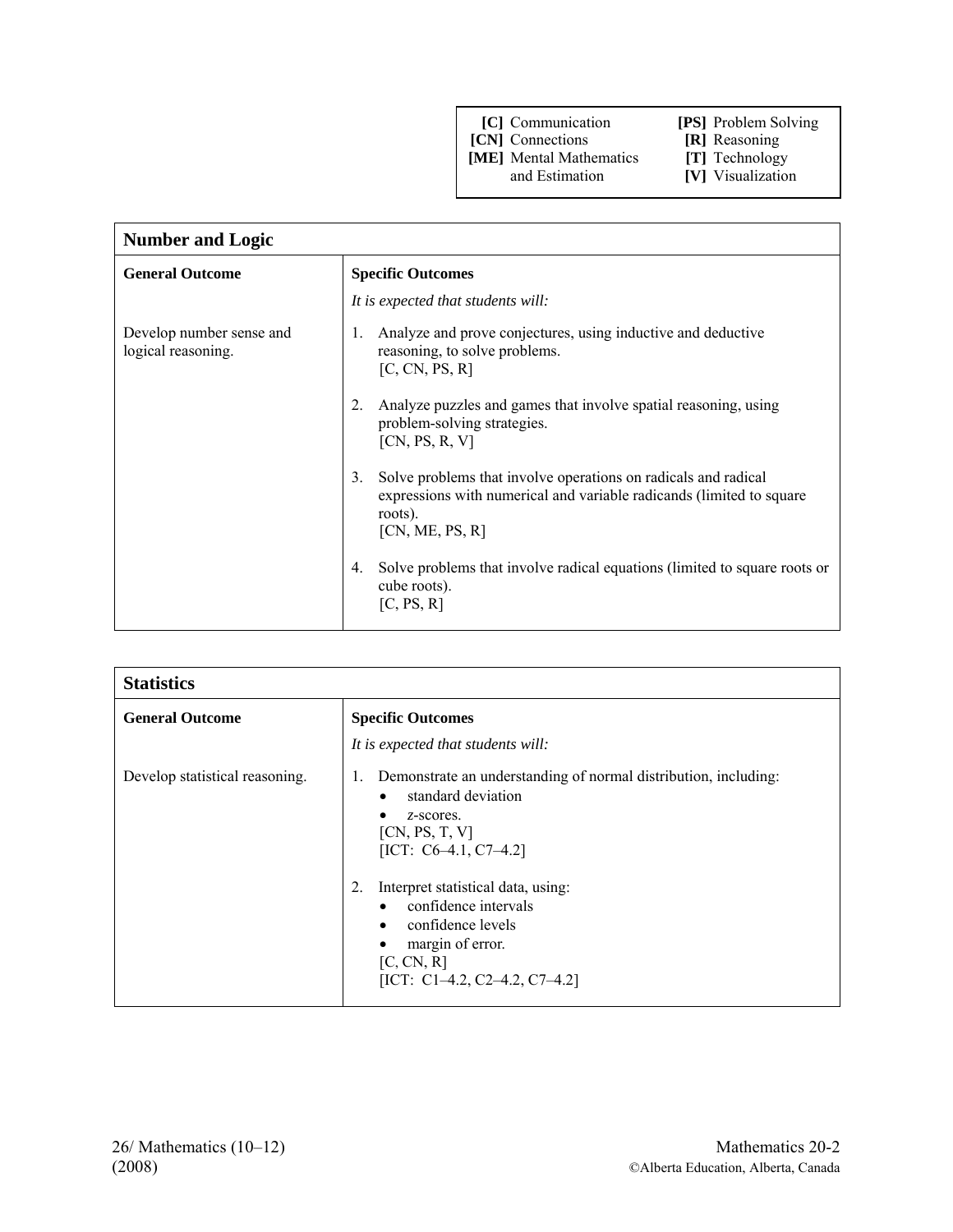| | |
|---|---|
| **[C]** Communication | **[PS]** Problem Solving |
| **[CN]** Connections | **[R]** Reasoning |
| **[ME]** Mental Mathematics and Estimation | **[T]** Technology |
| | **[V]** Visualization |

## Number and Logic

| **General Outcome** | **Specific Outcomes** |
|---|---|
| | *It is expected that students will:* |
| Develop number sense and logical reasoning. | 1. Analyze and prove conjectures, using inductive and deductive reasoning, to solve problems. [C, CN, PS, R] |
| | 2. Analyze puzzles and games that involve spatial reasoning, using problem-solving strategies. [CN, PS, R, V] |
| | 3. Solve problems that involve operations on radicals and radical expressions with numerical and variable radicands (limited to square roots). [CN, ME, PS, R] |
| | 4. Solve problems that involve radical equations (limited to square roots or cube roots). [C, PS, R] |

## Statistics

| **General Outcome** | **Specific Outcomes** |
|---|---|
| | *It is expected that students will:* |
| Develop statistical reasoning. | 1. Demonstrate an understanding of normal distribution, including: <br>• standard deviation <br>• *z*-scores. <br>[CN, PS, T, V] <br>[ICT: C6–4.1, C7–4.2] |
| | 2. Interpret statistical data, using: <br>• confidence intervals <br>• confidence levels <br>• margin of error. <br>[C, CN, R] <br>[ICT: C1–4.2, C2–4.2, C7–4.2] |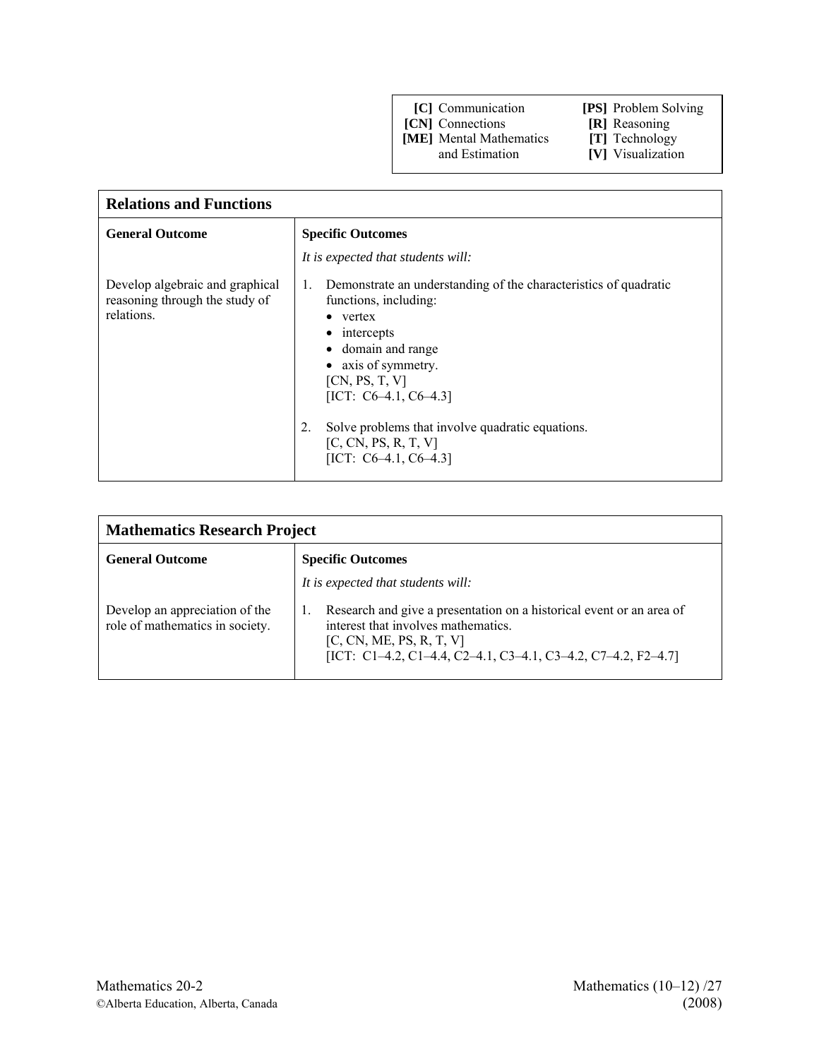| | |
|---|---|
| **[C]** Communication | **[PS]** Problem Solving |
| **[CN]** Connections | **[R]** Reasoning |
| **[ME]** Mental Mathematics and Estimation | **[T]** Technology |
| | **[V]** Visualization |

## Relations and Functions

| **General Outcome** | **Specific Outcomes** |
|---|---|
| | *It is expected that students will:* |
| Develop algebraic and graphical reasoning through the study of relations. | 1. Demonstrate an understanding of the characteristics of quadratic functions, including:<br>• vertex<br>• intercepts<br>• domain and range<br>• axis of symmetry.<br>[CN, PS, T, V]<br>[ICT: C6–4.1, C6–4.3] |
| | 2. Solve problems that involve quadratic equations.<br>[C, CN, PS, R, T, V]<br>[ICT: C6–4.1, C6–4.3] |

## Mathematics Research Project

| **General Outcome** | **Specific Outcomes** |
|---|---|
| | *It is expected that students will:* |
| Develop an appreciation of the role of mathematics in society. | 1. Research and give a presentation on a historical event or an area of interest that involves mathematics.<br>[C, CN, ME, PS, R, T, V]<br>[ICT: C1–4.2, C1–4.4, C2–4.1, C3–4.1, C3–4.2, C7–4.2, F2–4.7] |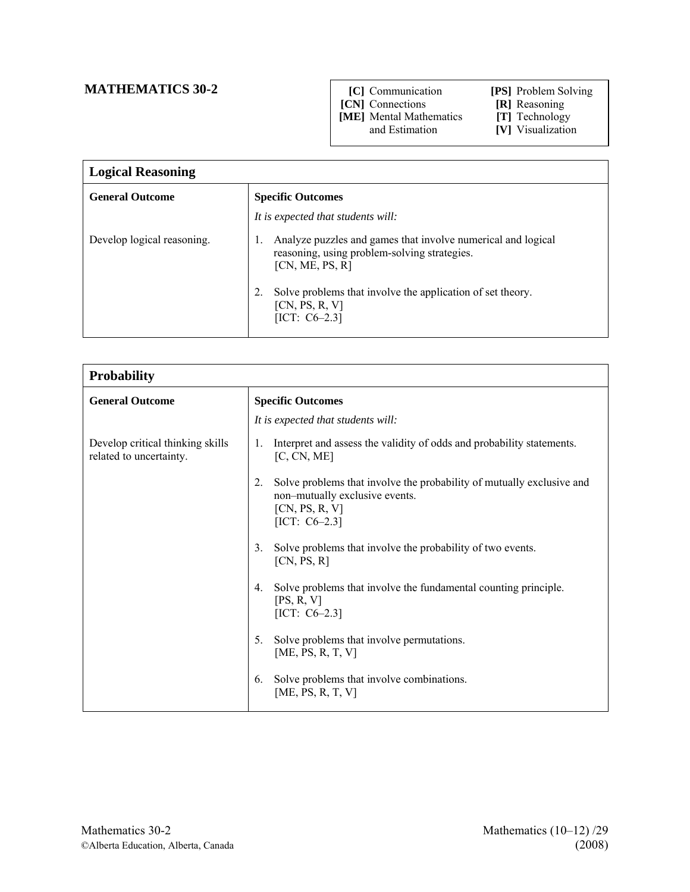## MATHEMATICS 30-2

| | |
|---|---|
| **[C]** Communication | **[PS]** Problem Solving |
| **[CN]** Connections | **[R]** Reasoning |
| **[ME]** Mental Mathematics and Estimation | **[T]** Technology |
| | **[V]** Visualization |

| **Logical Reasoning** | |
|---|---|
| **General Outcome** | **Specific Outcomes**<br>*It is expected that students will:* |
| Develop logical reasoning. | 1. Analyze puzzles and games that involve numerical and logical reasoning, using problem-solving strategies.<br>[CN, ME, PS, R]<br><br>2. Solve problems that involve the application of set theory.<br>[CN, PS, R, V]<br>[ICT: C6–2.3] |

| **Probability** | |
|---|---|
| **General Outcome** | **Specific Outcomes**<br>*It is expected that students will:* |
| Develop critical thinking skills related to uncertainty. | 1. Interpret and assess the validity of odds and probability statements.<br>[C, CN, ME]<br><br>2. Solve problems that involve the probability of mutually exclusive and non–mutually exclusive events.<br>[CN, PS, R, V]<br>[ICT: C6–2.3]<br><br>3. Solve problems that involve the probability of two events.<br>[CN, PS, R]<br><br>4. Solve problems that involve the fundamental counting principle.<br>[PS, R, V]<br>[ICT: C6–2.3]<br><br>5. Solve problems that involve permutations.<br>[ME, PS, R, T, V]<br><br>6. Solve problems that involve combinations.<br>[ME, PS, R, T, V] |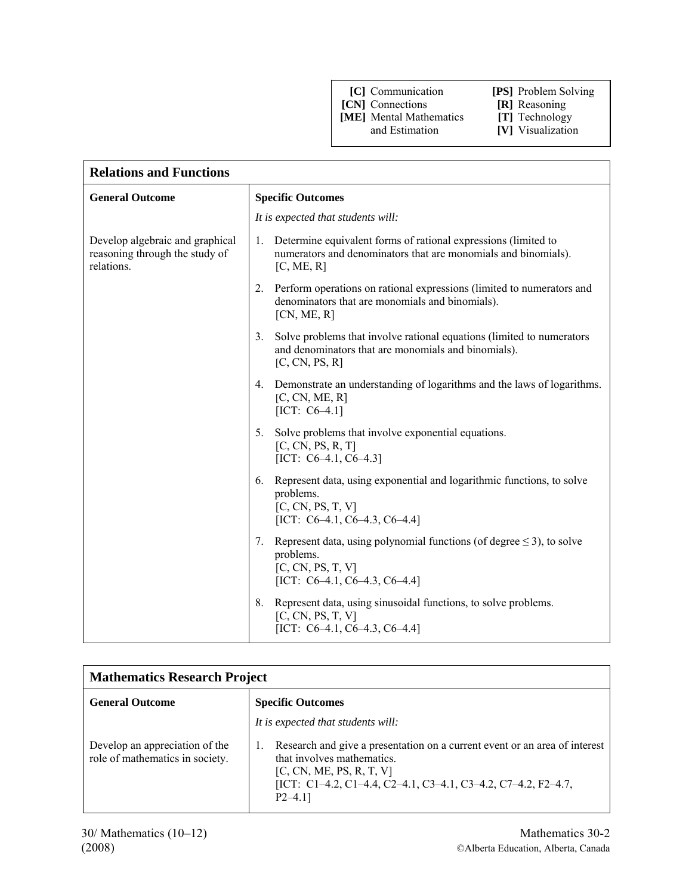| | |
|---|---|
| **[C]** Communication | **[PS]** Problem Solving |
| **[CN]** Connections | **[R]** Reasoning |
| **[ME]** Mental Mathematics and Estimation | **[T]** Technology |
| | **[V]** Visualization |

## Relations and Functions

| General Outcome | Specific Outcomes |
|---|---|
| | *It is expected that students will:* |
| Develop algebraic and graphical reasoning through the study of relations. | 1. Determine equivalent forms of rational expressions (limited to numerators and denominators that are monomials and binomials). [C, ME, R] |
| | 2. Perform operations on rational expressions (limited to numerators and denominators that are monomials and binomials). [CN, ME, R] |
| | 3. Solve problems that involve rational equations (limited to numerators and denominators that are monomials and binomials). [C, CN, PS, R] |
| | 4. Demonstrate an understanding of logarithms and the laws of logarithms. [C, CN, ME, R] [ICT: C6–4.1] |
| | 5. Solve problems that involve exponential equations. [C, CN, PS, R, T] [ICT: C6–4.1, C6–4.3] |
| | 6. Represent data, using exponential and logarithmic functions, to solve problems. [C, CN, PS, T, V] [ICT: C6–4.1, C6–4.3, C6–4.4] |
| | 7. Represent data, using polynomial functions (of degree $\leq 3$), to solve problems. [C, CN, PS, T, V] [ICT: C6–4.1, C6–4.3, C6–4.4] |
| | 8. Represent data, using sinusoidal functions, to solve problems. [C, CN, PS, T, V] [ICT: C6–4.1, C6–4.3, C6–4.4] |

## Mathematics Research Project

| General Outcome | Specific Outcomes |
|---|---|
| | *It is expected that students will:* |
| Develop an appreciation of the role of mathematics in society. | 1. Research and give a presentation on a current event or an area of interest that involves mathematics. [C, CN, ME, PS, R, T, V] [ICT: C1–4.2, C1–4.4, C2–4.1, C3–4.1, C3–4.2, C7–4.2, F2–4.7, P2–4.1] |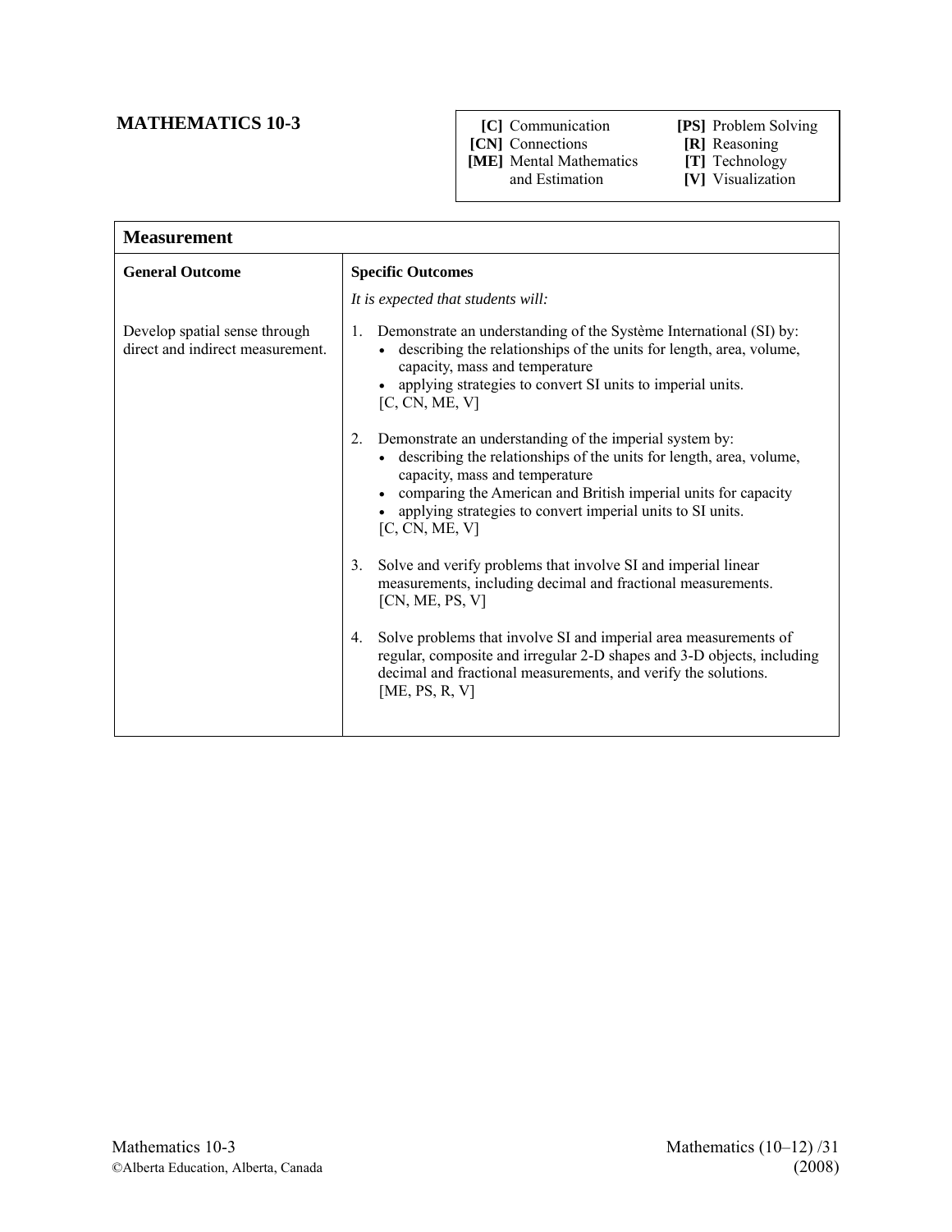# MATHEMATICS 10-3

| | |
|---|---|
| **[C]** Communication | **[PS]** Problem Solving |
| **[CN]** Connections | **[R]** Reasoning |
| **[ME]** Mental Mathematics and Estimation | **[T]** Technology |
| | **[V]** Visualization |

## Measurement

| General Outcome | Specific Outcomes |
|---|---|
| | *It is expected that students will:* |
| Develop spatial sense through direct and indirect measurement. | 1. Demonstrate an understanding of the Système International (SI) by: • describing the relationships of the units for length, area, volume, capacity, mass and temperature • applying strategies to convert SI units to imperial units. [C, CN, ME, V] |
| | 2. Demonstrate an understanding of the imperial system by: • describing the relationships of the units for length, area, volume, capacity, mass and temperature • comparing the American and British imperial units for capacity • applying strategies to convert imperial units to SI units. [C, CN, ME, V] |
| | 3. Solve and verify problems that involve SI and imperial linear measurements, including decimal and fractional measurements. [CN, ME, PS, V] |
| | 4. Solve problems that involve SI and imperial area measurements of regular, composite and irregular 2-D shapes and 3-D objects, including decimal and fractional measurements, and verify the solutions. [ME, PS, R, V] |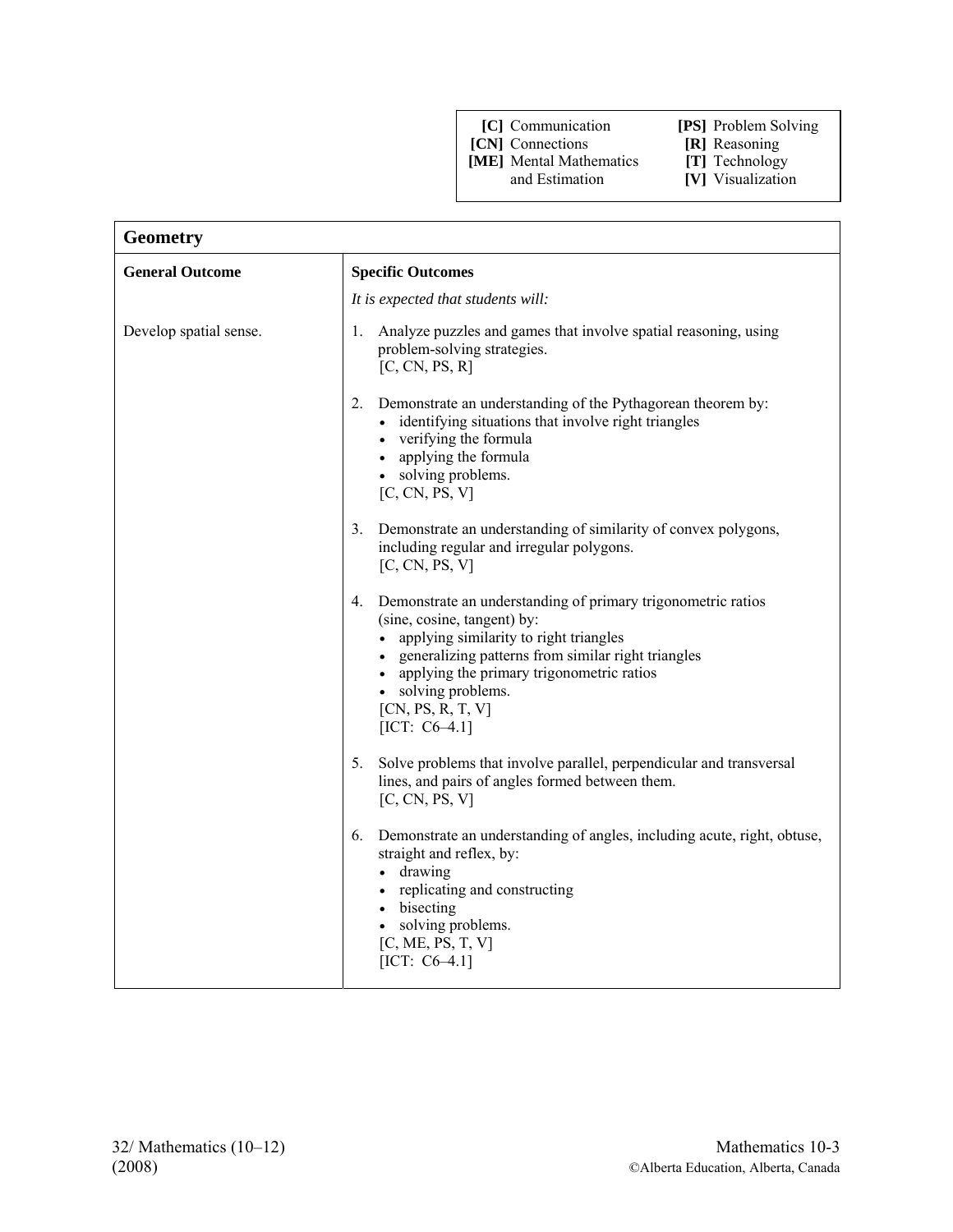| [C] Communication | [PS] Problem Solving |
| --- | --- |
| [CN] Connections | [R] Reasoning |
| [ME] Mental Mathematics and Estimation | [T] Technology |
| | [V] Visualization |

## Geometry

| General Outcome | Specific Outcomes |
| --- | --- |
| | *It is expected that students will:* |
| Develop spatial sense. | 1. Analyze puzzles and games that involve spatial reasoning, using problem-solving strategies. [C, CN, PS, R] |
| | 2. Demonstrate an understanding of the Pythagorean theorem by: • identifying situations that involve right triangles • verifying the formula • applying the formula • solving problems. [C, CN, PS, V] |
| | 3. Demonstrate an understanding of similarity of convex polygons, including regular and irregular polygons. [C, CN, PS, V] |
| | 4. Demonstrate an understanding of primary trigonometric ratios (sine, cosine, tangent) by: • applying similarity to right triangles • generalizing patterns from similar right triangles • applying the primary trigonometric ratios • solving problems. [CN, PS, R, T, V] [ICT: C6–4.1] |
| | 5. Solve problems that involve parallel, perpendicular and transversal lines, and pairs of angles formed between them. [C, CN, PS, V] |
| | 6. Demonstrate an understanding of angles, including acute, right, obtuse, straight and reflex, by: • drawing • replicating and constructing • bisecting • solving problems. [C, ME, PS, T, V] [ICT: C6–4.1] |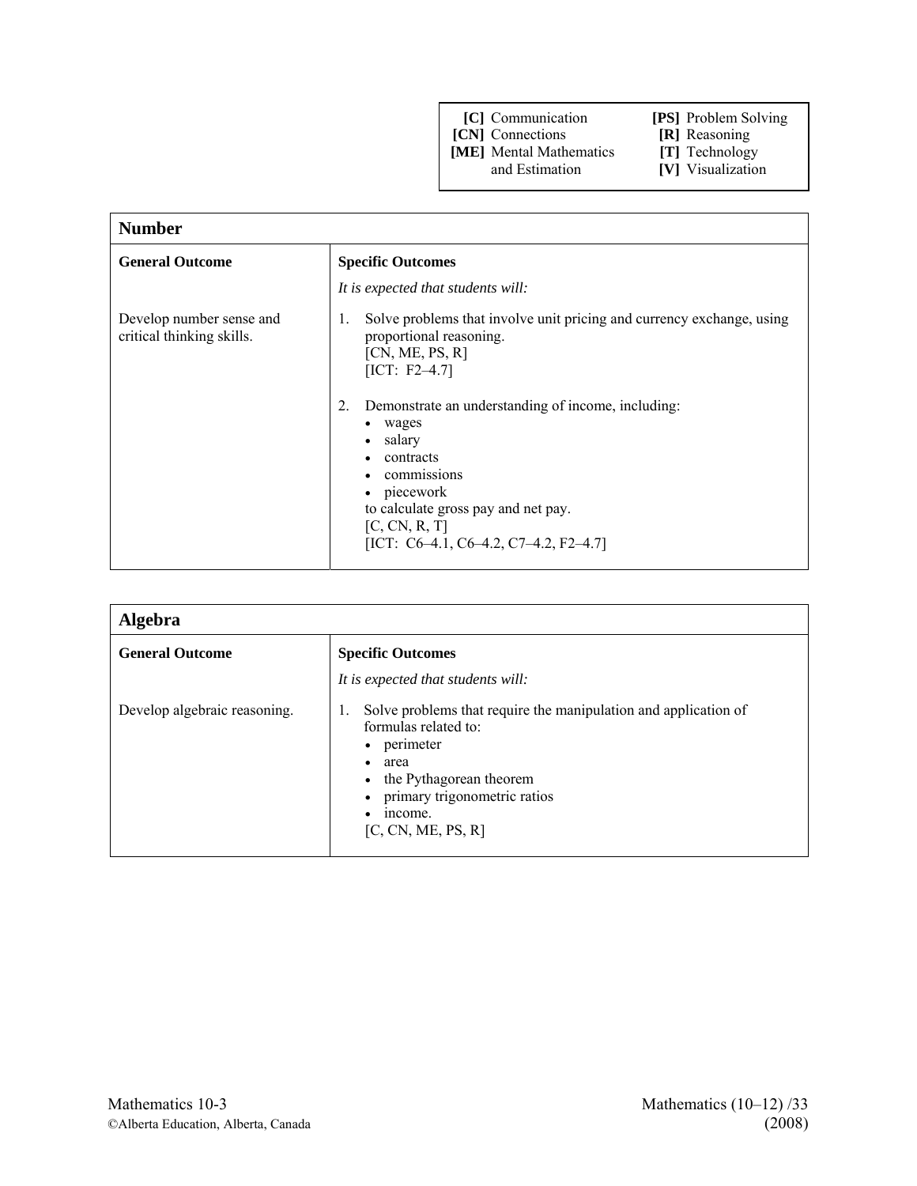| [C] Communication | [PS] Problem Solving |
| --- | --- |
| [CN] Connections | [R] Reasoning |
| [ME] Mental Mathematics and Estimation | [T] Technology |
| | [V] Visualization |

## Number

| General Outcome | Specific Outcomes |
| --- | --- |
| | *It is expected that students will:* |
| Develop number sense and critical thinking skills. | 1. Solve problems that involve unit pricing and currency exchange, using proportional reasoning. [CN, ME, PS, R] [ICT: F2–4.7] |
| | 2. Demonstrate an understanding of income, including: <br>• wages <br>• salary <br>• contracts <br>• commissions <br>• piecework <br>to calculate gross pay and net pay. [C, CN, R, T] [ICT: C6–4.1, C6–4.2, C7–4.2, F2–4.7] |

## Algebra

| General Outcome | Specific Outcomes |
| --- | --- |
| | *It is expected that students will:* |
| Develop algebraic reasoning. | 1. Solve problems that require the manipulation and application of formulas related to: <br>• perimeter <br>• area <br>• the Pythagorean theorem <br>• primary trigonometric ratios <br>• income. <br>[C, CN, ME, PS, R] |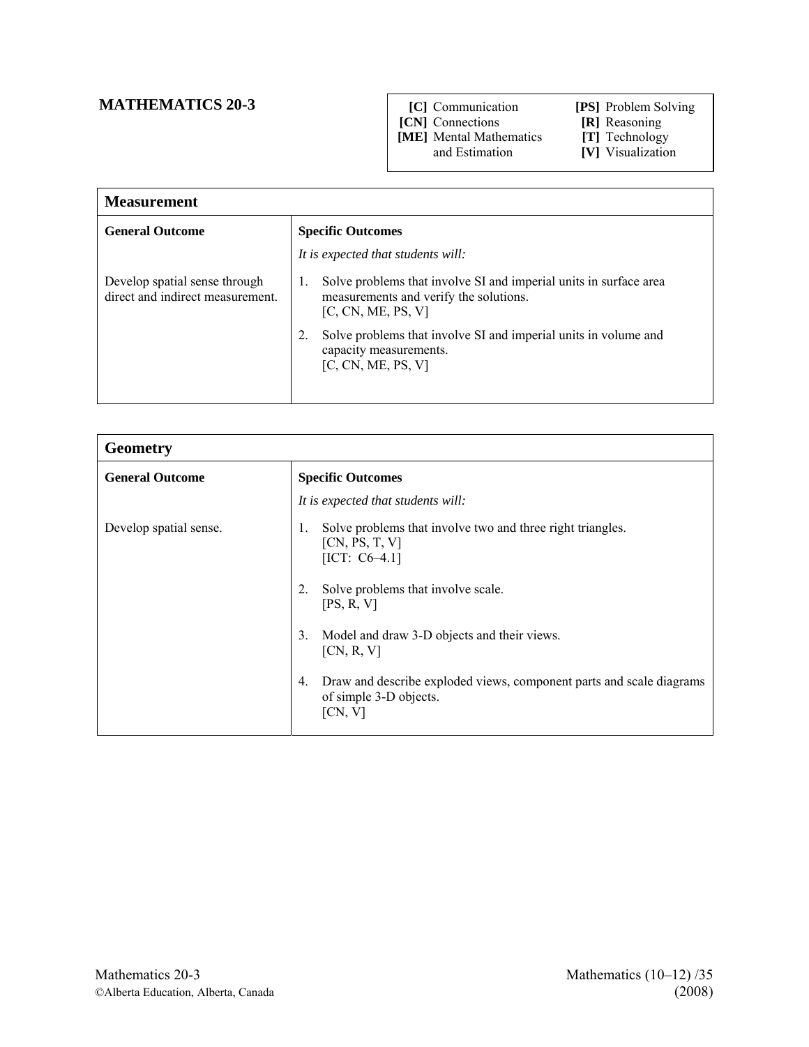## MATHEMATICS 20-3

| | |
|---|---|
| **[C]** Communication | **[PS]** Problem Solving |
| **[CN]** Connections | **[R]** Reasoning |
| **[ME]** Mental Mathematics and Estimation | **[T]** Technology |
| | **[V]** Visualization |

### Measurement

| **General Outcome** | **Specific Outcomes** |
|---|---|
| | *It is expected that students will:* |
| Develop spatial sense through direct and indirect measurement. | 1. Solve problems that involve SI and imperial units in surface area measurements and verify the solutions. [C, CN, ME, PS, V] |
| | 2. Solve problems that involve SI and imperial units in volume and capacity measurements. [C, CN, ME, PS, V] |

### Geometry

| **General Outcome** | **Specific Outcomes** |
|---|---|
| | *It is expected that students will:* |
| Develop spatial sense. | 1. Solve problems that involve two and three right triangles. [CN, PS, T, V] [ICT: C6–4.1] |
| | 2. Solve problems that involve scale. [PS, R, V] |
| | 3. Model and draw 3-D objects and their views. [CN, R, V] |
| | 4. Draw and describe exploded views, component parts and scale diagrams of simple 3-D objects. [CN, V] |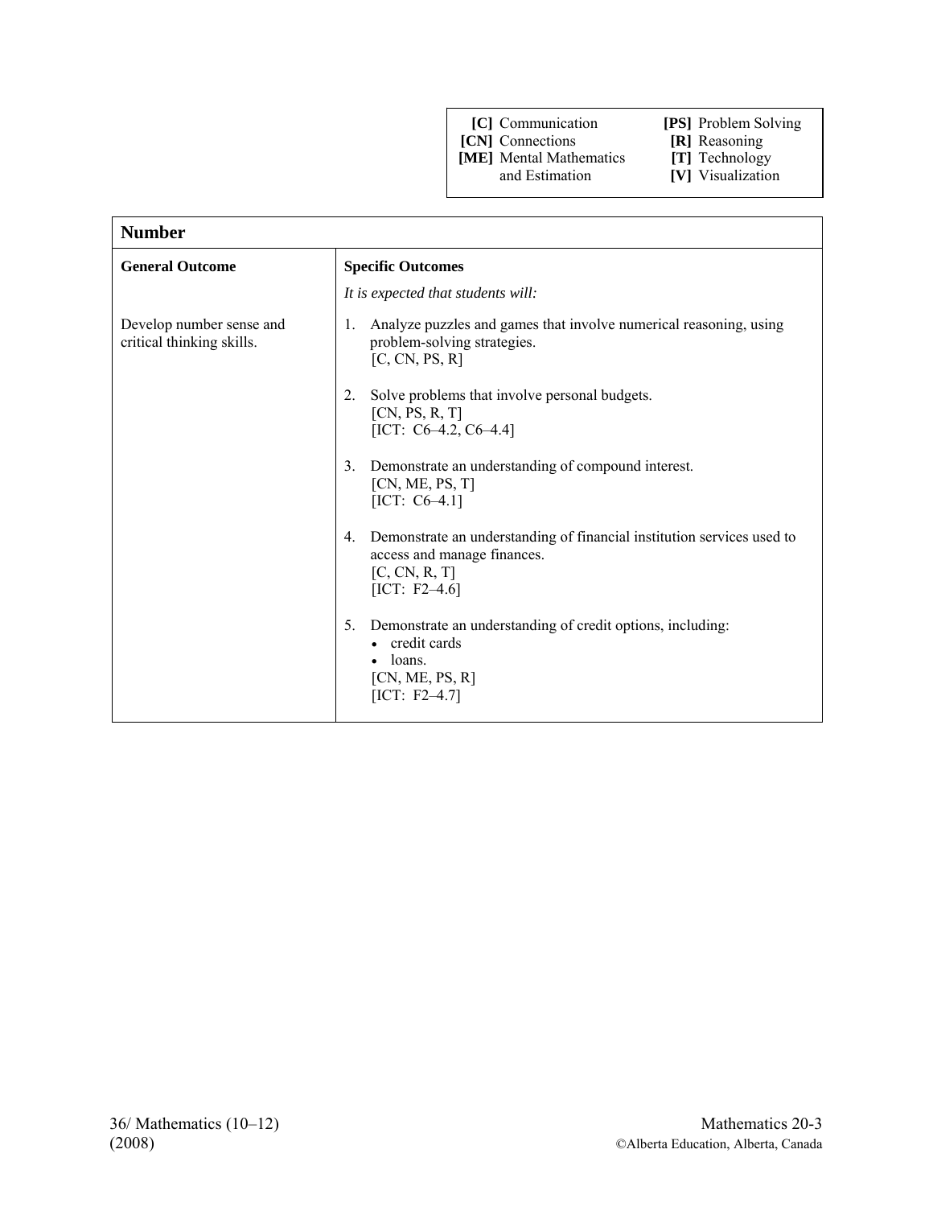| | |
|---|---|
| **[C]** Communication | **[PS]** Problem Solving |
| **[CN]** Connections | **[R]** Reasoning |
| **[ME]** Mental Mathematics and Estimation | **[T]** Technology |
| | **[V]** Visualization |

## Number

| **General Outcome** | **Specific Outcomes** |
|---|---|
| | *It is expected that students will:* |
| Develop number sense and critical thinking skills. | 1. Analyze puzzles and games that involve numerical reasoning, using problem-solving strategies. [C, CN, PS, R] |
| | 2. Solve problems that involve personal budgets. [CN, PS, R, T] [ICT: C6–4.2, C6–4.4] |
| | 3. Demonstrate an understanding of compound interest. [CN, ME, PS, T] [ICT: C6–4.1] |
| | 4. Demonstrate an understanding of financial institution services used to access and manage finances. [C, CN, R, T] [ICT: F2–4.6] |
| | 5. Demonstrate an understanding of credit options, including: • credit cards • loans. [CN, ME, PS, R] [ICT: F2–4.7] |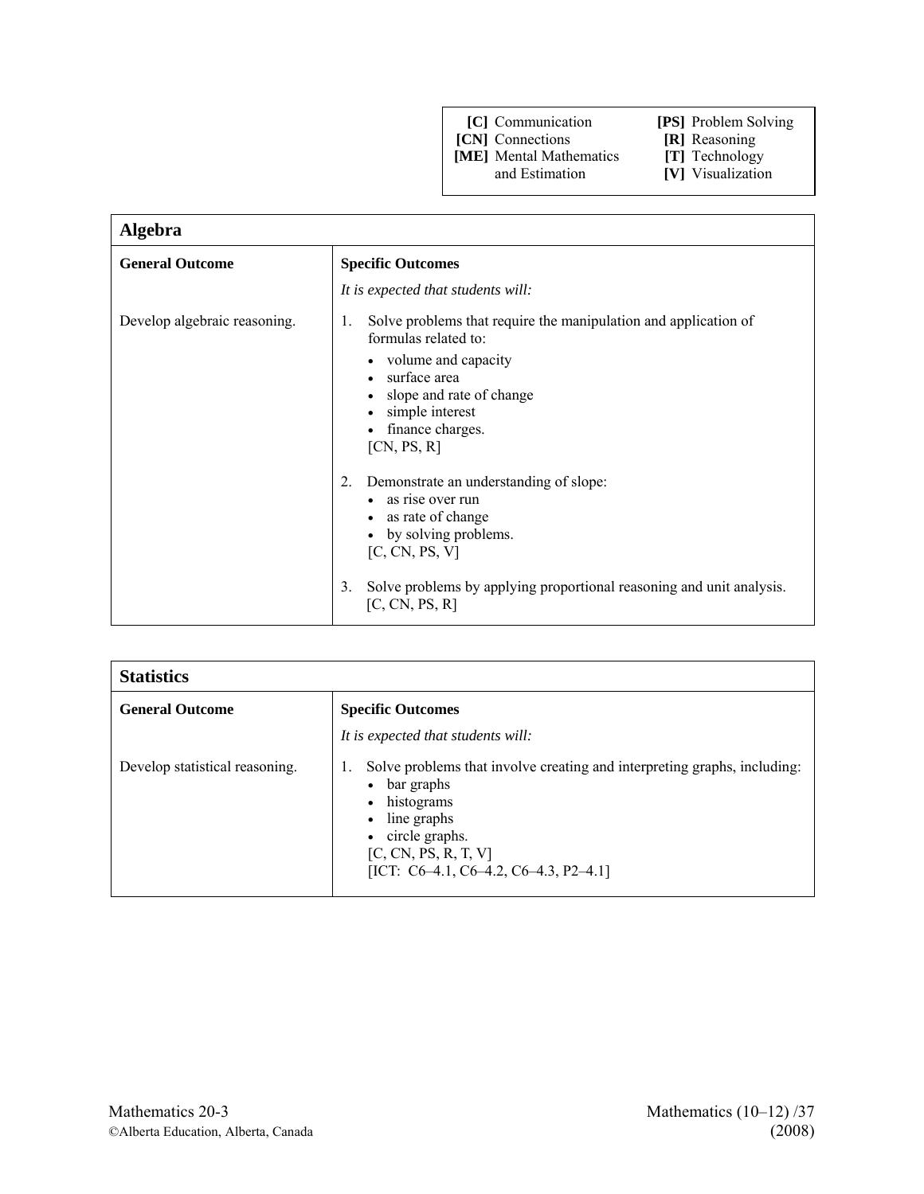| [C] Communication | [PS] Problem Solving |
| --- | --- |
| [CN] Connections | [R] Reasoning |
| [ME] Mental Mathematics and Estimation | [T] Technology |
| | [V] Visualization |

## Algebra

| General Outcome | Specific Outcomes |
| --- | --- |
| | *It is expected that students will:* |
| Develop algebraic reasoning. | 1. Solve problems that require the manipulation and application of formulas related to:<br>• volume and capacity<br>• surface area<br>• slope and rate of change<br>• simple interest<br>• finance charges.<br>[CN, PS, R] |
| | 2. Demonstrate an understanding of slope:<br>• as rise over run<br>• as rate of change<br>• by solving problems.<br>[C, CN, PS, V] |
| | 3. Solve problems by applying proportional reasoning and unit analysis.<br>[C, CN, PS, R] |

## Statistics

| General Outcome | Specific Outcomes |
| --- | --- |
| | *It is expected that students will:* |
| Develop statistical reasoning. | 1. Solve problems that involve creating and interpreting graphs, including:<br>• bar graphs<br>• histograms<br>• line graphs<br>• circle graphs.<br>[C, CN, PS, R, T, V]<br>[ICT: C6–4.1, C6–4.2, C6–4.3, P2–4.1] |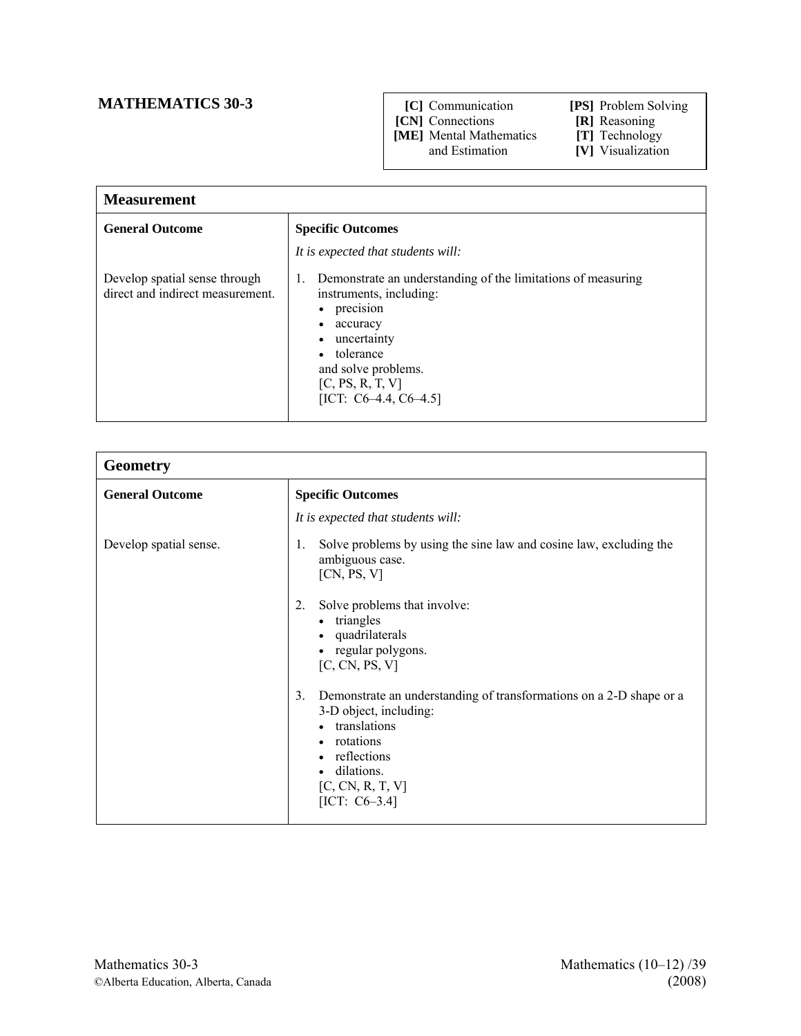# MATHEMATICS 30-3

| | |
|---|---|
| **[C]** Communication | **[PS]** Problem Solving |
| **[CN]** Connections | **[R]** Reasoning |
| **[ME]** Mental Mathematics and Estimation | **[T]** Technology |
| | **[V]** Visualization |

## Measurement

| **General Outcome** | **Specific Outcomes** |
|---|---|
| | *It is expected that students will:* |
| Develop spatial sense through direct and indirect measurement. | 1. Demonstrate an understanding of the limitations of measuring instruments, including: <br>• precision <br>• accuracy <br>• uncertainty <br>• tolerance <br>and solve problems. <br>[C, PS, R, T, V] <br>[ICT: C6–4.4, C6–4.5] |

## Geometry

| **General Outcome** | **Specific Outcomes** |
|---|---|
| | *It is expected that students will:* |
| Develop spatial sense. | 1. Solve problems by using the sine law and cosine law, excluding the ambiguous case. <br>[CN, PS, V] <br><br>2. Solve problems that involve: <br>• triangles <br>• quadrilaterals <br>• regular polygons. <br>[C, CN, PS, V] <br><br>3. Demonstrate an understanding of transformations on a 2-D shape or a 3-D object, including: <br>• translations <br>• rotations <br>• reflections <br>• dilations. <br>[C, CN, R, T, V] <br>[ICT: C6–3.4] |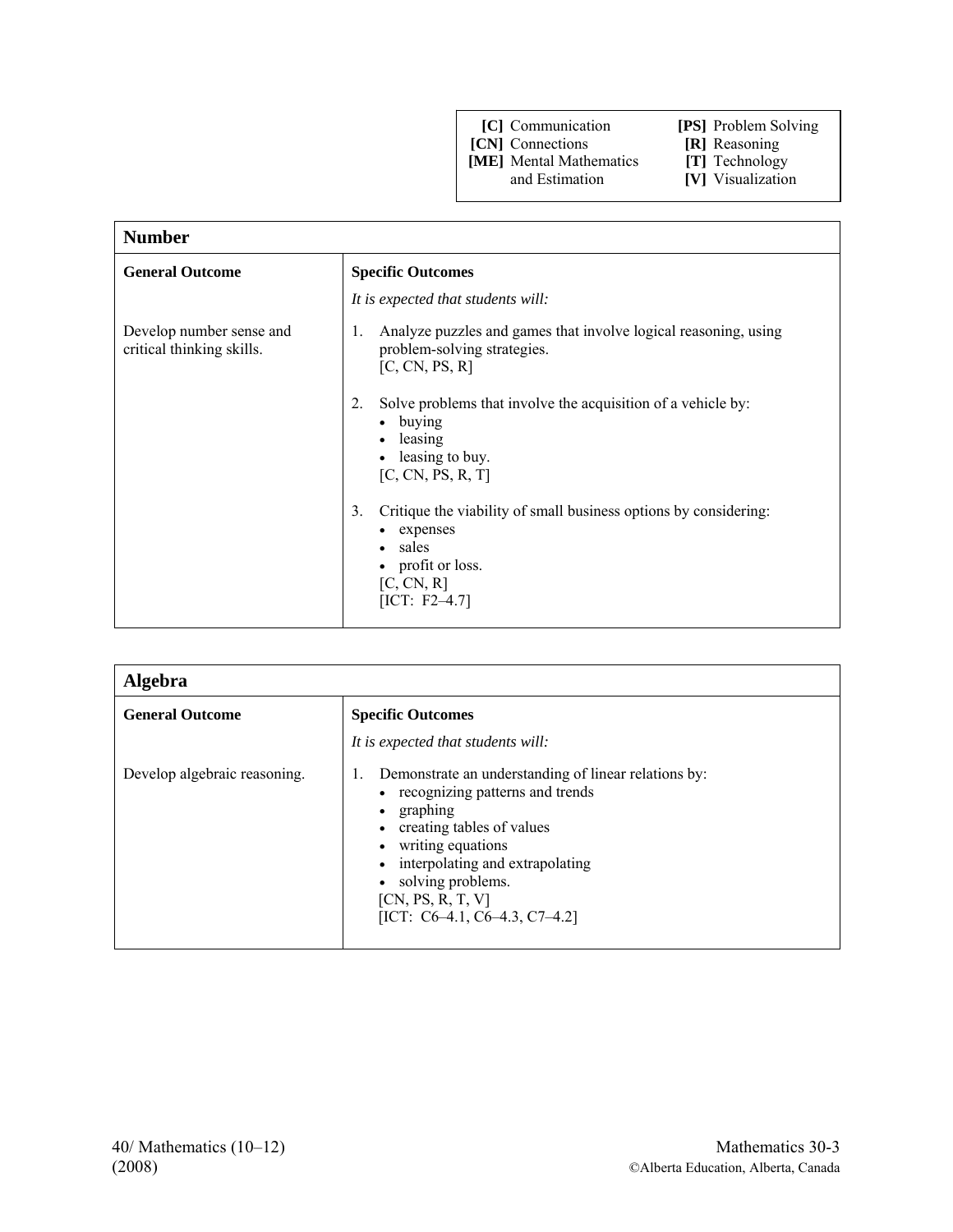| | |
|---|---|
| **[C]** Communication | **[PS]** Problem Solving |
| **[CN]** Connections | **[R]** Reasoning |
| **[ME]** Mental Mathematics and Estimation | **[T]** Technology |
| | **[V]** Visualization |

## Number

| General Outcome | Specific Outcomes |
|---|---|
| | *It is expected that students will:* |
| Develop number sense and critical thinking skills. | 1. Analyze puzzles and games that involve logical reasoning, using problem-solving strategies. [C, CN, PS, R] |
| | 2. Solve problems that involve the acquisition of a vehicle by: <br>• buying <br>• leasing <br>• leasing to buy. <br>[C, CN, PS, R, T] |
| | 3. Critique the viability of small business options by considering: <br>• expenses <br>• sales <br>• profit or loss. <br>[C, CN, R] <br>[ICT: F2–4.7] |

## Algebra

| General Outcome | Specific Outcomes |
|---|---|
| | *It is expected that students will:* |
| Develop algebraic reasoning. | 1. Demonstrate an understanding of linear relations by: <br>• recognizing patterns and trends <br>• graphing <br>• creating tables of values <br>• writing equations <br>• interpolating and extrapolating <br>• solving problems. <br>[CN, PS, R, T, V] <br>[ICT: C6–4.1, C6–4.3, C7–4.2] |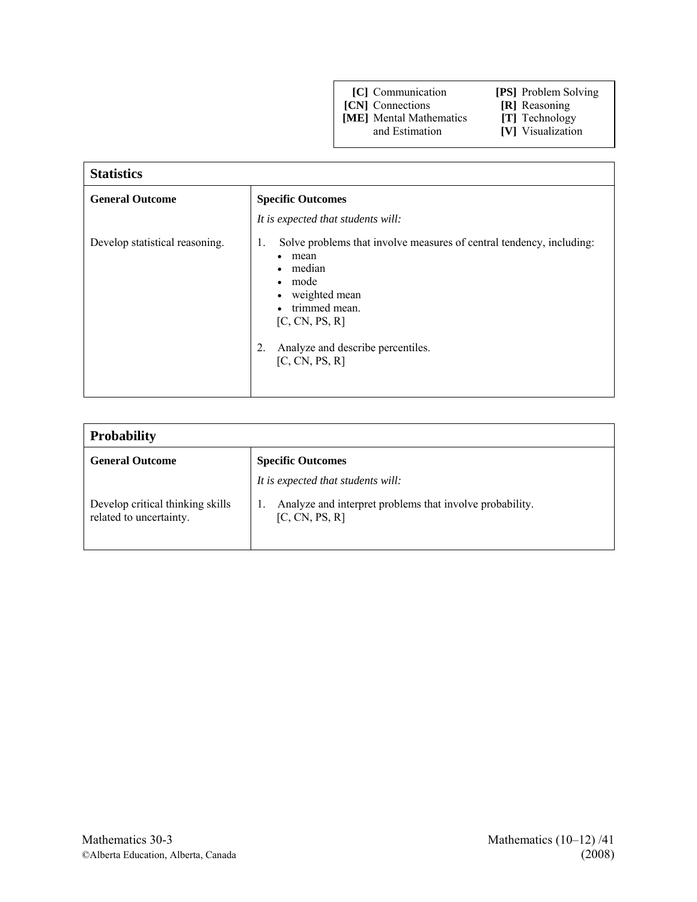| | |
|---|---|
| **[C]** Communication | **[PS]** Problem Solving |
| **[CN]** Connections | **[R]** Reasoning |
| **[ME]** Mental Mathematics and Estimation | **[T]** Technology |
| | **[V]** Visualization |

| **Statistics** | |
|---|---|
| **General Outcome** | **Specific Outcomes**<br>*It is expected that students will:* |
| Develop statistical reasoning. | 1. Solve problems that involve measures of central tendency, including:<br>• mean<br>• median<br>• mode<br>• weighted mean<br>• trimmed mean.<br>[C, CN, PS, R]<br><br>2. Analyze and describe percentiles.<br>[C, CN, PS, R] |

| **Probability** | |
|---|---|
| **General Outcome** | **Specific Outcomes**<br>*It is expected that students will:* |
| Develop critical thinking skills related to uncertainty. | 1. Analyze and interpret problems that involve probability.<br>[C, CN, PS, R] |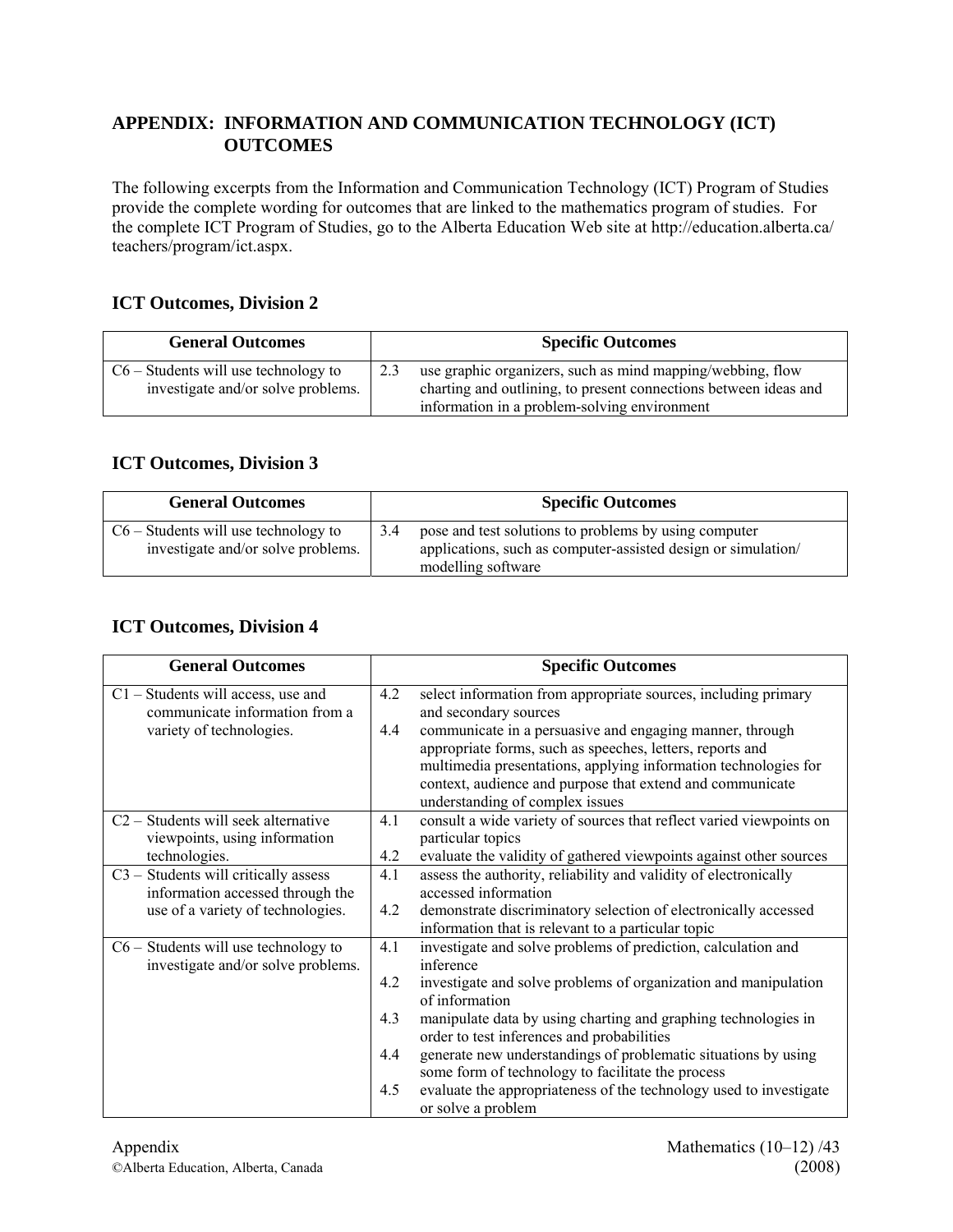## APPENDIX: INFORMATION AND COMMUNICATION TECHNOLOGY (ICT) OUTCOMES

The following excerpts from the Information and Communication Technology (ICT) Program of Studies provide the complete wording for outcomes that are linked to the mathematics program of studies. For the complete ICT Program of Studies, go to the Alberta Education Web site at http://education.alberta.ca/teachers/program/ict.aspx.

### ICT Outcomes, Division 2

| General Outcomes | Specific Outcomes |
| --- | --- |
| C6 – Students will use technology to investigate and/or solve problems. | 2.3 use graphic organizers, such as mind mapping/webbing, flow charting and outlining, to present connections between ideas and information in a problem-solving environment |

### ICT Outcomes, Division 3

| General Outcomes | Specific Outcomes |
| --- | --- |
| C6 – Students will use technology to investigate and/or solve problems. | 3.4 pose and test solutions to problems by using computer applications, such as computer-assisted design or simulation/modelling software |

### ICT Outcomes, Division 4

| General Outcomes | Specific Outcomes |
| --- | --- |
| C1 – Students will access, use and communicate information from a variety of technologies. | 4.2 select information from appropriate sources, including primary and secondary sources<br>4.4 communicate in a persuasive and engaging manner, through appropriate forms, such as speeches, letters, reports and multimedia presentations, applying information technologies for context, audience and purpose that extend and communicate understanding of complex issues |
| C2 – Students will seek alternative viewpoints, using information technologies. | 4.1 consult a wide variety of sources that reflect varied viewpoints on particular topics<br>4.2 evaluate the validity of gathered viewpoints against other sources |
| C3 – Students will critically assess information accessed through the use of a variety of technologies. | 4.1 assess the authority, reliability and validity of electronically accessed information<br>4.2 demonstrate discriminatory selection of electronically accessed information that is relevant to a particular topic |
| C6 – Students will use technology to investigate and/or solve problems. | 4.1 investigate and solve problems of prediction, calculation and inference<br>4.2 investigate and solve problems of organization and manipulation of information<br>4.3 manipulate data by using charting and graphing technologies in order to test inferences and probabilities<br>4.4 generate new understandings of problematic situations by using some form of technology to facilitate the process<br>4.5 evaluate the appropriateness of the technology used to investigate or solve a problem |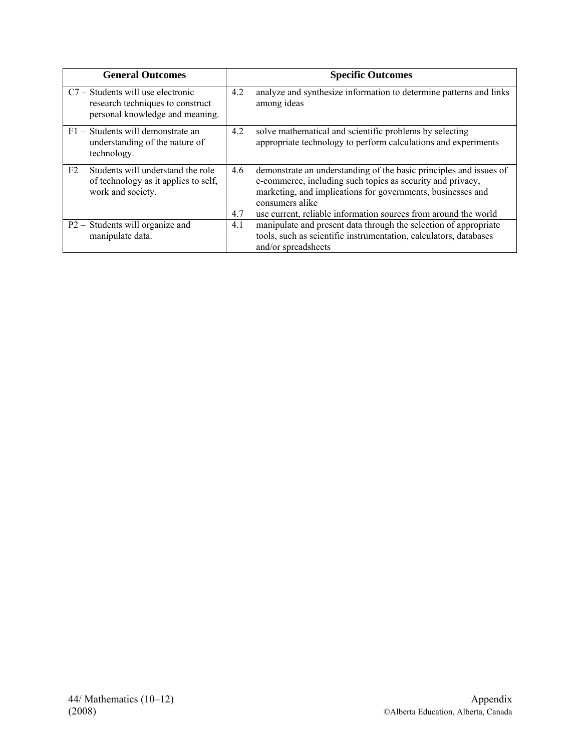| General Outcomes | Specific Outcomes |
|---|---|
| C7 – Students will use electronic research techniques to construct personal knowledge and meaning. | 4.2 analyze and synthesize information to determine patterns and links among ideas |
| F1 – Students will demonstrate an understanding of the nature of technology. | 4.2 solve mathematical and scientific problems by selecting appropriate technology to perform calculations and experiments |
| F2 – Students will understand the role of technology as it applies to self, work and society. | 4.6 demonstrate an understanding of the basic principles and issues of e-commerce, including such topics as security and privacy, marketing, and implications for governments, businesses and consumers alike<br>4.7 use current, reliable information sources from around the world |
| P2 – Students will organize and manipulate data. | 4.1 manipulate and present data through the selection of appropriate tools, such as scientific instrumentation, calculators, databases and/or spreadsheets |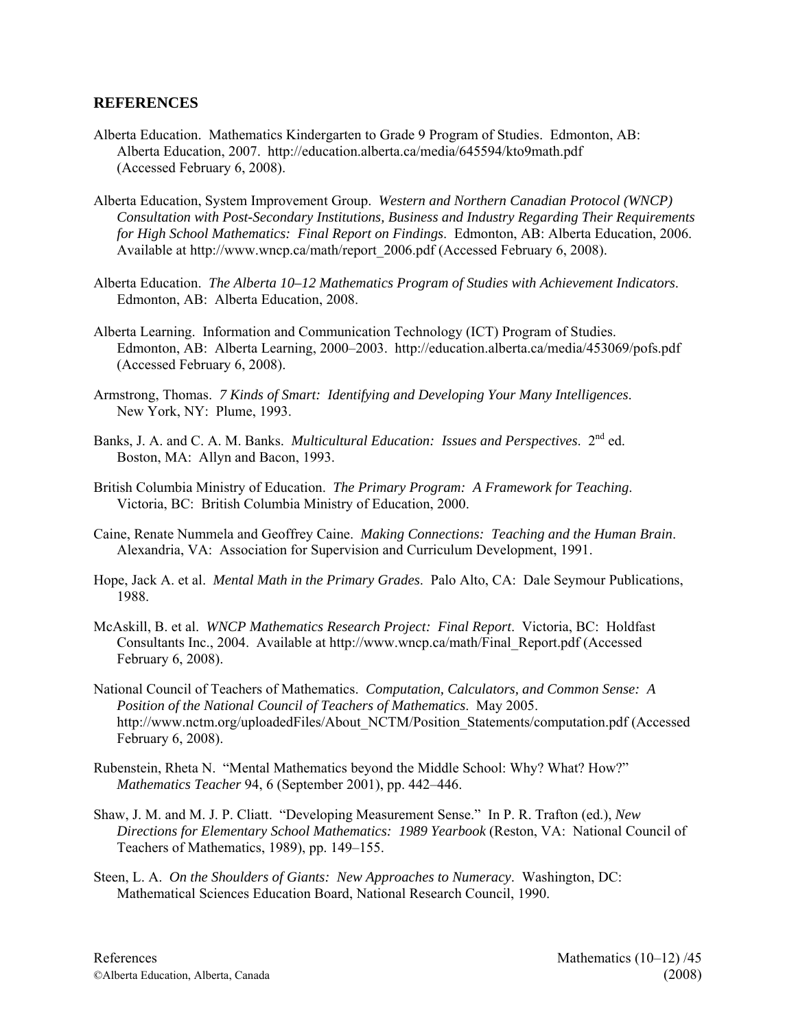## REFERENCES

Alberta Education. Mathematics Kindergarten to Grade 9 Program of Studies. Edmonton, AB: Alberta Education, 2007. http://education.alberta.ca/media/645594/kto9math.pdf (Accessed February 6, 2008).

Alberta Education, System Improvement Group. *Western and Northern Canadian Protocol (WNCP) Consultation with Post-Secondary Institutions, Business and Industry Regarding Their Requirements for High School Mathematics: Final Report on Findings*. Edmonton, AB: Alberta Education, 2006. Available at http://www.wncp.ca/math/report_2006.pdf (Accessed February 6, 2008).

Alberta Education. *The Alberta 10–12 Mathematics Program of Studies with Achievement Indicators*. Edmonton, AB: Alberta Education, 2008.

Alberta Learning. Information and Communication Technology (ICT) Program of Studies. Edmonton, AB: Alberta Learning, 2000–2003. http://education.alberta.ca/media/453069/pofs.pdf (Accessed February 6, 2008).

Armstrong, Thomas. *7 Kinds of Smart: Identifying and Developing Your Many Intelligences*. New York, NY: Plume, 1993.

Banks, J. A. and C. A. M. Banks. *Multicultural Education: Issues and Perspectives*. 2nd ed. Boston, MA: Allyn and Bacon, 1993.

British Columbia Ministry of Education. *The Primary Program: A Framework for Teaching*. Victoria, BC: British Columbia Ministry of Education, 2000.

Caine, Renate Nummela and Geoffrey Caine. *Making Connections: Teaching and the Human Brain*. Alexandria, VA: Association for Supervision and Curriculum Development, 1991.

Hope, Jack A. et al. *Mental Math in the Primary Grades*. Palo Alto, CA: Dale Seymour Publications, 1988.

McAskill, B. et al. *WNCP Mathematics Research Project: Final Report*. Victoria, BC: Holdfast Consultants Inc., 2004. Available at http://www.wncp.ca/math/Final_Report.pdf (Accessed February 6, 2008).

National Council of Teachers of Mathematics. *Computation, Calculators, and Common Sense: A Position of the National Council of Teachers of Mathematics*. May 2005. http://www.nctm.org/uploadedFiles/About_NCTM/Position_Statements/computation.pdf (Accessed February 6, 2008).

Rubenstein, Rheta N. "Mental Mathematics beyond the Middle School: Why? What? How?" *Mathematics Teacher* 94, 6 (September 2001), pp. 442–446.

Shaw, J. M. and M. J. P. Cliatt. "Developing Measurement Sense." In P. R. Trafton (ed.), *New Directions for Elementary School Mathematics: 1989 Yearbook* (Reston, VA: National Council of Teachers of Mathematics, 1989), pp. 149–155.

Steen, L. A. *On the Shoulders of Giants: New Approaches to Numeracy*. Washington, DC: Mathematical Sciences Education Board, National Research Council, 1990.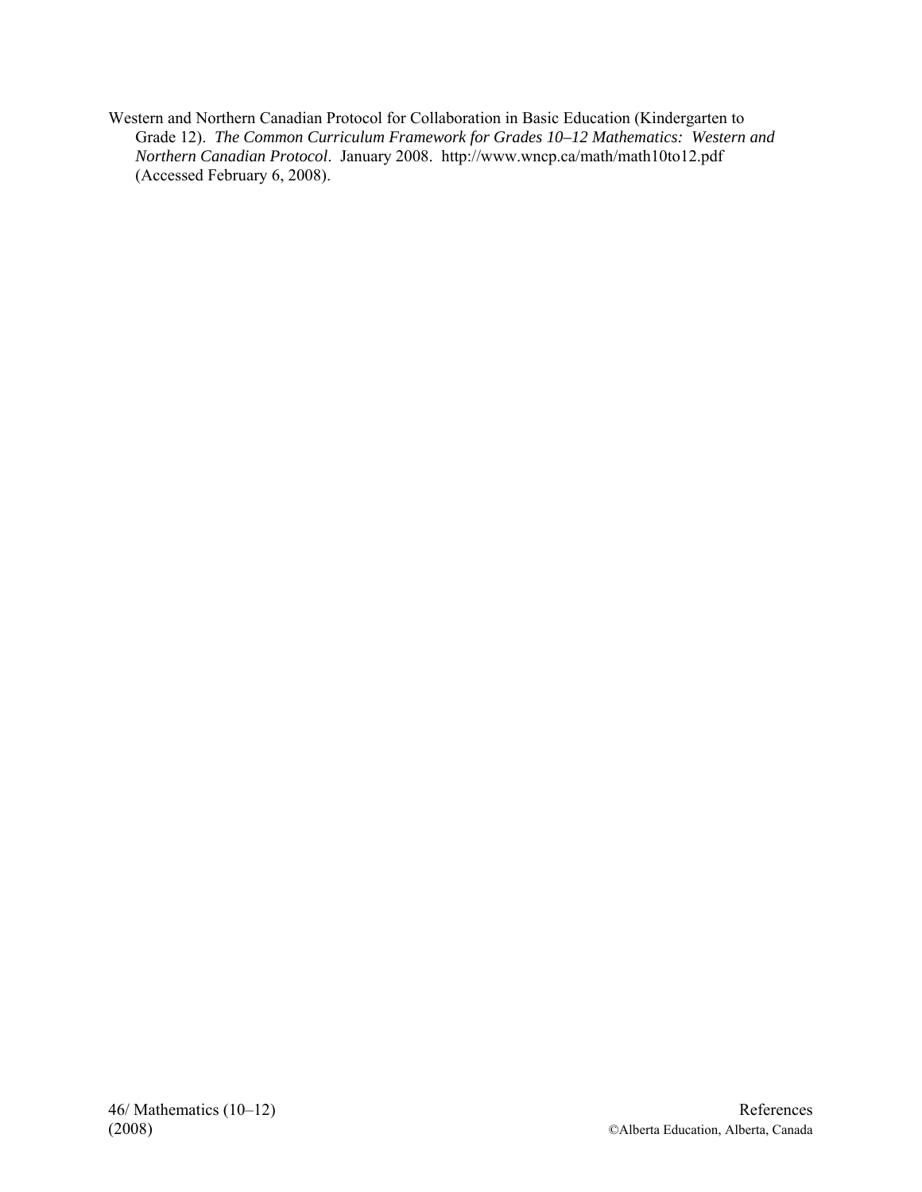Western and Northern Canadian Protocol for Collaboration in Basic Education (Kindergarten to Grade 12). *The Common Curriculum Framework for Grades 10–12 Mathematics: Western and Northern Canadian Protocol*. January 2008. http://www.wncp.ca/math/math10to12.pdf (Accessed February 6, 2008).